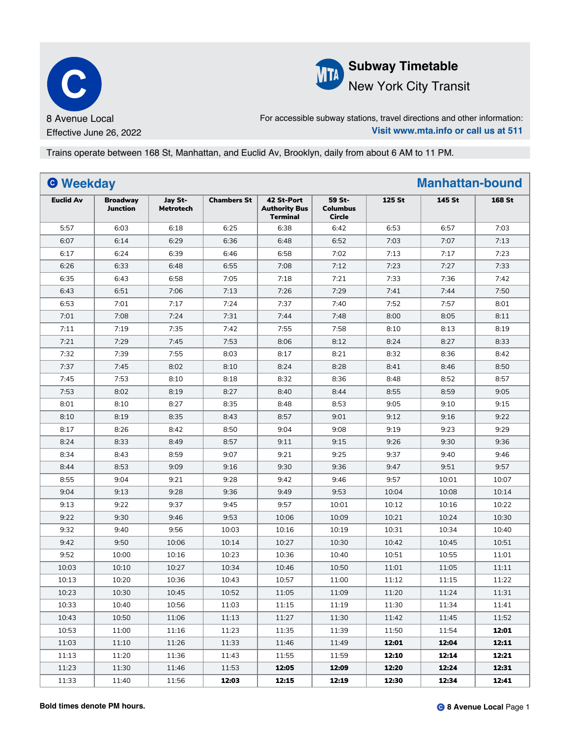# C 8 Avenue Local

Effective June 26, 2022

**Subway Timetable**
New York City Transit

For accessible subway stations, travel directions and other information:
**Visit www.mta.info or call us at 511**

Trains operate between 168 St, Manhattan, and Euclid Av, Brooklyn, daily from about 6 AM to 11 PM.

## Weekday — Manhattan-bound

| Euclid Av | Broadway Junction | Jay St-Metrotech | Chambers St | 42 St-Port Authority Bus Terminal | 59 St-Columbus Circle | 125 St | 145 St | 168 St |
|---|---|---|---|---|---|---|---|---|
| 5:57 | 6:03 | 6:18 | 6:25 | 6:38 | 6:42 | 6:53 | 6:57 | 7:03 |
| 6:07 | 6:14 | 6:29 | 6:36 | 6:48 | 6:52 | 7:03 | 7:07 | 7:13 |
| 6:17 | 6:24 | 6:39 | 6:46 | 6:58 | 7:02 | 7:13 | 7:17 | 7:23 |
| 6:26 | 6:33 | 6:48 | 6:55 | 7:08 | 7:12 | 7:23 | 7:27 | 7:33 |
| 6:35 | 6:43 | 6:58 | 7:05 | 7:18 | 7:21 | 7:33 | 7:36 | 7:42 |
| 6:43 | 6:51 | 7:06 | 7:13 | 7:26 | 7:29 | 7:41 | 7:44 | 7:50 |
| 6:53 | 7:01 | 7:17 | 7:24 | 7:37 | 7:40 | 7:52 | 7:57 | 8:01 |
| 7:01 | 7:08 | 7:24 | 7:31 | 7:44 | 7:48 | 8:00 | 8:05 | 8:11 |
| 7:11 | 7:19 | 7:35 | 7:42 | 7:55 | 7:58 | 8:10 | 8:13 | 8:19 |
| 7:21 | 7:29 | 7:45 | 7:53 | 8:06 | 8:12 | 8:24 | 8:27 | 8:33 |
| 7:32 | 7:39 | 7:55 | 8:03 | 8:17 | 8:21 | 8:32 | 8:36 | 8:42 |
| 7:37 | 7:45 | 8:02 | 8:10 | 8:24 | 8:28 | 8:41 | 8:46 | 8:50 |
| 7:45 | 7:53 | 8:10 | 8:18 | 8:32 | 8:36 | 8:48 | 8:52 | 8:57 |
| 7:53 | 8:02 | 8:19 | 8:27 | 8:40 | 8:44 | 8:55 | 8:59 | 9:05 |
| 8:01 | 8:10 | 8:27 | 8:35 | 8:48 | 8:53 | 9:05 | 9:10 | 9:15 |
| 8:10 | 8:19 | 8:35 | 8:43 | 8:57 | 9:01 | 9:12 | 9:16 | 9:22 |
| 8:17 | 8:26 | 8:42 | 8:50 | 9:04 | 9:08 | 9:19 | 9:23 | 9:29 |
| 8:24 | 8:33 | 8:49 | 8:57 | 9:11 | 9:15 | 9:26 | 9:30 | 9:36 |
| 8:34 | 8:43 | 8:59 | 9:07 | 9:21 | 9:25 | 9:37 | 9:40 | 9:46 |
| 8:44 | 8:53 | 9:09 | 9:16 | 9:30 | 9:36 | 9:47 | 9:51 | 9:57 |
| 8:55 | 9:04 | 9:21 | 9:28 | 9:42 | 9:46 | 9:57 | 10:01 | 10:07 |
| 9:04 | 9:13 | 9:28 | 9:36 | 9:49 | 9:53 | 10:04 | 10:08 | 10:14 |
| 9:13 | 9:22 | 9:37 | 9:45 | 9:57 | 10:01 | 10:12 | 10:16 | 10:22 |
| 9:22 | 9:30 | 9:46 | 9:53 | 10:06 | 10:09 | 10:21 | 10:24 | 10:30 |
| 9:32 | 9:40 | 9:56 | 10:03 | 10:16 | 10:19 | 10:31 | 10:34 | 10:40 |
| 9:42 | 9:50 | 10:06 | 10:14 | 10:27 | 10:30 | 10:42 | 10:45 | 10:51 |
| 9:52 | 10:00 | 10:16 | 10:23 | 10:36 | 10:40 | 10:51 | 10:55 | 11:01 |
| 10:03 | 10:10 | 10:27 | 10:34 | 10:46 | 10:50 | 11:01 | 11:05 | 11:11 |
| 10:13 | 10:20 | 10:36 | 10:43 | 10:57 | 11:00 | 11:12 | 11:15 | 11:22 |
| 10:23 | 10:30 | 10:45 | 10:52 | 11:05 | 11:09 | 11:20 | 11:24 | 11:31 |
| 10:33 | 10:40 | 10:56 | 11:03 | 11:15 | 11:19 | 11:30 | 11:34 | 11:41 |
| 10:43 | 10:50 | 11:06 | 11:13 | 11:27 | 11:30 | 11:42 | 11:45 | 11:52 |
| 10:53 | 11:00 | 11:16 | 11:23 | 11:35 | 11:39 | 11:50 | 11:54 | **12:01** |
| 11:03 | 11:10 | 11:26 | 11:33 | 11:46 | 11:49 | **12:01** | **12:04** | **12:11** |
| 11:13 | 11:20 | 11:36 | 11:43 | 11:55 | 11:59 | **12:10** | **12:14** | **12:21** |
| 11:23 | 11:30 | 11:46 | 11:53 | **12:05** | **12:09** | **12:20** | **12:24** | **12:31** |
| 11:33 | 11:40 | 11:56 | **12:03** | **12:15** | **12:19** | **12:30** | **12:34** | **12:41** |

**Bold times denote PM hours.**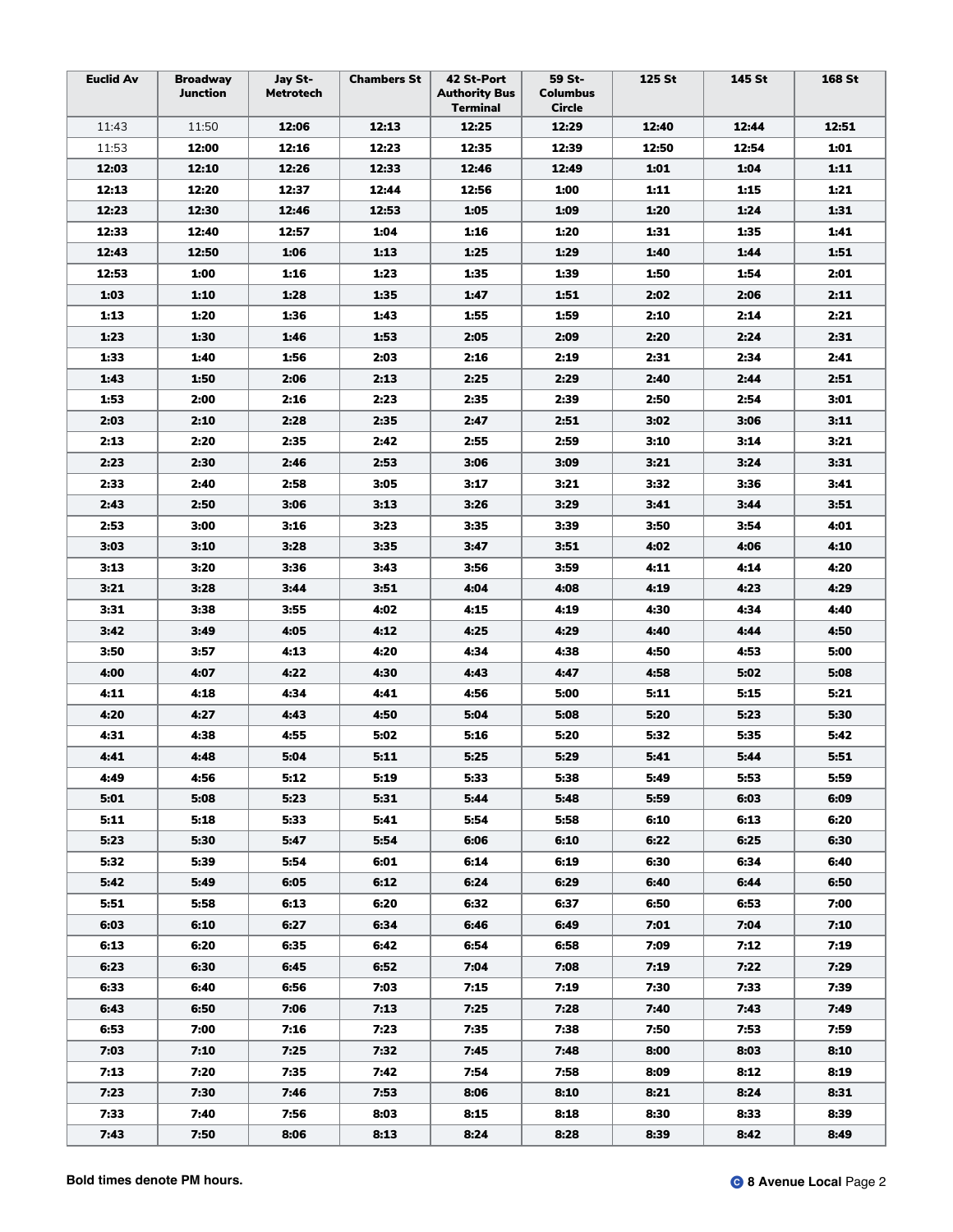| Euclid Av | Broadway Junction | Jay St-Metrotech | Chambers St | 42 St-Port Authority Bus Terminal | 59 St-Columbus Circle | 125 St | 145 St | 168 St |
|---|---|---|---|---|---|---|---|---|
| 11:43 | 11:50 | **12:06** | **12:13** | **12:25** | **12:29** | **12:40** | **12:44** | **12:51** |
| 11:53 | **12:00** | **12:16** | **12:23** | **12:35** | **12:39** | **12:50** | **12:54** | **1:01** |
| **12:03** | **12:10** | **12:26** | **12:33** | **12:46** | **12:49** | **1:01** | **1:04** | **1:11** |
| **12:13** | **12:20** | **12:37** | **12:44** | **12:56** | **1:00** | **1:11** | **1:15** | **1:21** |
| **12:23** | **12:30** | **12:46** | **12:53** | **1:05** | **1:09** | **1:20** | **1:24** | **1:31** |
| **12:33** | **12:40** | **12:57** | **1:04** | **1:16** | **1:20** | **1:31** | **1:35** | **1:41** |
| **12:43** | **12:50** | **1:06** | **1:13** | **1:25** | **1:29** | **1:40** | **1:44** | **1:51** |
| **12:53** | **1:00** | **1:16** | **1:23** | **1:35** | **1:39** | **1:50** | **1:54** | **2:01** |
| **1:03** | **1:10** | **1:28** | **1:35** | **1:47** | **1:51** | **2:02** | **2:06** | **2:11** |
| **1:13** | **1:20** | **1:36** | **1:43** | **1:55** | **1:59** | **2:10** | **2:14** | **2:21** |
| **1:23** | **1:30** | **1:46** | **1:53** | **2:05** | **2:09** | **2:20** | **2:24** | **2:31** |
| **1:33** | **1:40** | **1:56** | **2:03** | **2:16** | **2:19** | **2:31** | **2:34** | **2:41** |
| **1:43** | **1:50** | **2:06** | **2:13** | **2:25** | **2:29** | **2:40** | **2:44** | **2:51** |
| **1:53** | **2:00** | **2:16** | **2:23** | **2:35** | **2:39** | **2:50** | **2:54** | **3:01** |
| **2:03** | **2:10** | **2:28** | **2:35** | **2:47** | **2:51** | **3:02** | **3:06** | **3:11** |
| **2:13** | **2:20** | **2:35** | **2:42** | **2:55** | **2:59** | **3:10** | **3:14** | **3:21** |
| **2:23** | **2:30** | **2:46** | **2:53** | **3:06** | **3:09** | **3:21** | **3:24** | **3:31** |
| **2:33** | **2:40** | **2:58** | **3:05** | **3:17** | **3:21** | **3:32** | **3:36** | **3:41** |
| **2:43** | **2:50** | **3:06** | **3:13** | **3:26** | **3:29** | **3:41** | **3:44** | **3:51** |
| **2:53** | **3:00** | **3:16** | **3:23** | **3:35** | **3:39** | **3:50** | **3:54** | **4:01** |
| **3:03** | **3:10** | **3:28** | **3:35** | **3:47** | **3:51** | **4:02** | **4:06** | **4:10** |
| **3:13** | **3:20** | **3:36** | **3:43** | **3:56** | **3:59** | **4:11** | **4:14** | **4:20** |
| **3:21** | **3:28** | **3:44** | **3:51** | **4:04** | **4:08** | **4:19** | **4:23** | **4:29** |
| **3:31** | **3:38** | **3:55** | **4:02** | **4:15** | **4:19** | **4:30** | **4:34** | **4:40** |
| **3:42** | **3:49** | **4:05** | **4:12** | **4:25** | **4:29** | **4:40** | **4:44** | **4:50** |
| **3:50** | **3:57** | **4:13** | **4:20** | **4:34** | **4:38** | **4:50** | **4:53** | **5:00** |
| **4:00** | **4:07** | **4:22** | **4:30** | **4:43** | **4:47** | **4:58** | **5:02** | **5:08** |
| **4:11** | **4:18** | **4:34** | **4:41** | **4:56** | **5:00** | **5:11** | **5:15** | **5:21** |
| **4:20** | **4:27** | **4:43** | **4:50** | **5:04** | **5:08** | **5:20** | **5:23** | **5:30** |
| **4:31** | **4:38** | **4:55** | **5:02** | **5:16** | **5:20** | **5:32** | **5:35** | **5:42** |
| **4:41** | **4:48** | **5:04** | **5:11** | **5:25** | **5:29** | **5:41** | **5:44** | **5:51** |
| **4:49** | **4:56** | **5:12** | **5:19** | **5:33** | **5:38** | **5:49** | **5:53** | **5:59** |
| **5:01** | **5:08** | **5:23** | **5:31** | **5:44** | **5:48** | **5:59** | **6:03** | **6:09** |
| **5:11** | **5:18** | **5:33** | **5:41** | **5:54** | **5:58** | **6:10** | **6:13** | **6:20** |
| **5:23** | **5:30** | **5:47** | **5:54** | **6:06** | **6:10** | **6:22** | **6:25** | **6:30** |
| **5:32** | **5:39** | **5:54** | **6:01** | **6:14** | **6:19** | **6:30** | **6:34** | **6:40** |
| **5:42** | **5:49** | **6:05** | **6:12** | **6:24** | **6:29** | **6:40** | **6:44** | **6:50** |
| **5:51** | **5:58** | **6:13** | **6:20** | **6:32** | **6:37** | **6:50** | **6:53** | **7:00** |
| **6:03** | **6:10** | **6:27** | **6:34** | **6:46** | **6:49** | **7:01** | **7:04** | **7:10** |
| **6:13** | **6:20** | **6:35** | **6:42** | **6:54** | **6:58** | **7:09** | **7:12** | **7:19** |
| **6:23** | **6:30** | **6:45** | **6:52** | **7:04** | **7:08** | **7:19** | **7:22** | **7:29** |
| **6:33** | **6:40** | **6:56** | **7:03** | **7:15** | **7:19** | **7:30** | **7:33** | **7:39** |
| **6:43** | **6:50** | **7:06** | **7:13** | **7:25** | **7:28** | **7:40** | **7:43** | **7:49** |
| **6:53** | **7:00** | **7:16** | **7:23** | **7:35** | **7:38** | **7:50** | **7:53** | **7:59** |
| **7:03** | **7:10** | **7:25** | **7:32** | **7:45** | **7:48** | **8:00** | **8:03** | **8:10** |
| **7:13** | **7:20** | **7:35** | **7:42** | **7:54** | **7:58** | **8:09** | **8:12** | **8:19** |
| **7:23** | **7:30** | **7:46** | **7:53** | **8:06** | **8:10** | **8:21** | **8:24** | **8:31** |
| **7:33** | **7:40** | **7:56** | **8:03** | **8:15** | **8:18** | **8:30** | **8:33** | **8:39** |
| **7:43** | **7:50** | **8:06** | **8:13** | **8:24** | **8:28** | **8:39** | **8:42** | **8:49** |

**Bold times denote PM hours.**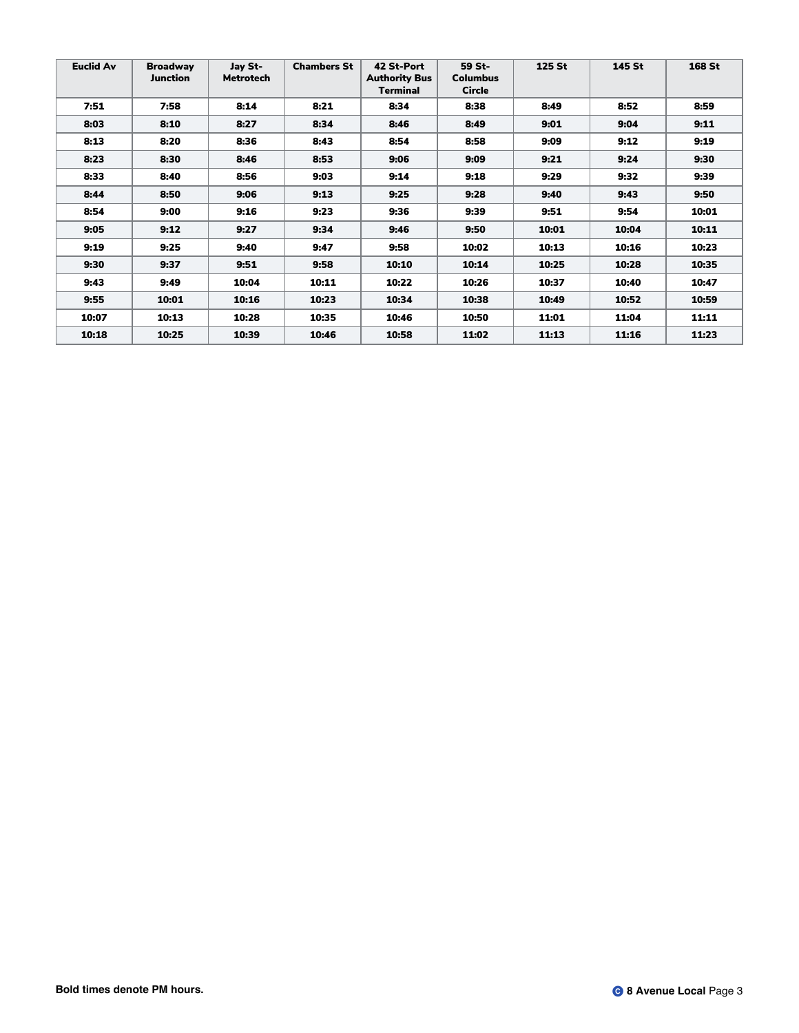| Euclid Av | Broadway Junction | Jay St-Metrotech | Chambers St | 42 St-Port Authority Bus Terminal | 59 St-Columbus Circle | 125 St | 145 St | 168 St |
|---|---|---|---|---|---|---|---|---|
| **7:51** | **7:58** | **8:14** | **8:21** | **8:34** | **8:38** | **8:49** | **8:52** | **8:59** |
| **8:03** | **8:10** | **8:27** | **8:34** | **8:46** | **8:49** | **9:01** | **9:04** | **9:11** |
| **8:13** | **8:20** | **8:36** | **8:43** | **8:54** | **8:58** | **9:09** | **9:12** | **9:19** |
| **8:23** | **8:30** | **8:46** | **8:53** | **9:06** | **9:09** | **9:21** | **9:24** | **9:30** |
| **8:33** | **8:40** | **8:56** | **9:03** | **9:14** | **9:18** | **9:29** | **9:32** | **9:39** |
| **8:44** | **8:50** | **9:06** | **9:13** | **9:25** | **9:28** | **9:40** | **9:43** | **9:50** |
| **8:54** | **9:00** | **9:16** | **9:23** | **9:36** | **9:39** | **9:51** | **9:54** | **10:01** |
| **9:05** | **9:12** | **9:27** | **9:34** | **9:46** | **9:50** | **10:01** | **10:04** | **10:11** |
| **9:19** | **9:25** | **9:40** | **9:47** | **9:58** | **10:02** | **10:13** | **10:16** | **10:23** |
| **9:30** | **9:37** | **9:51** | **9:58** | **10:10** | **10:14** | **10:25** | **10:28** | **10:35** |
| **9:43** | **9:49** | **10:04** | **10:11** | **10:22** | **10:26** | **10:37** | **10:40** | **10:47** |
| **9:55** | **10:01** | **10:16** | **10:23** | **10:34** | **10:38** | **10:49** | **10:52** | **10:59** |
| **10:07** | **10:13** | **10:28** | **10:35** | **10:46** | **10:50** | **11:01** | **11:04** | **11:11** |
| **10:18** | **10:25** | **10:39** | **10:46** | **10:58** | **11:02** | **11:13** | **11:16** | **11:23** |

**Bold times denote PM hours.**

C **8 Avenue Local**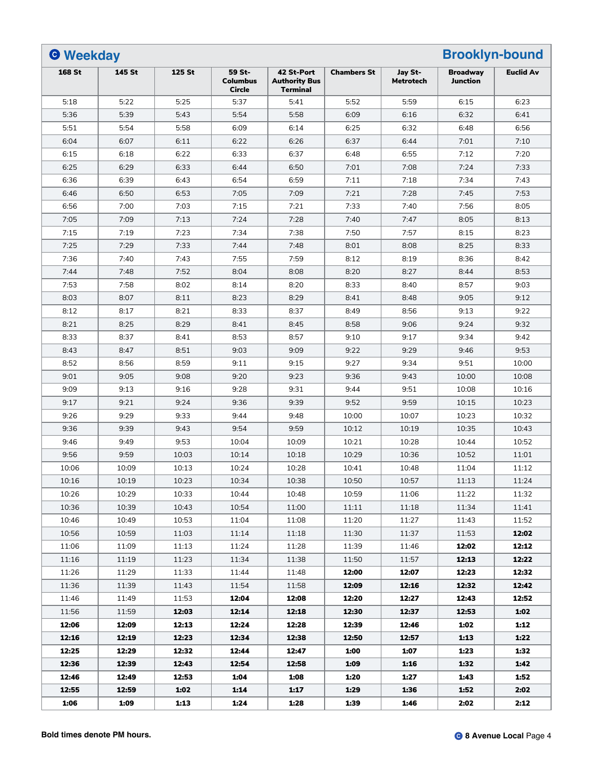## Ⓒ Weekday — Brooklyn-bound

| 168 St | 145 St | 125 St | 59 St-Columbus Circle | 42 St-Port Authority Bus Terminal | Chambers St | Jay St-Metrotech | Broadway Junction | Euclid Av |
|---|---|---|---|---|---|---|---|---|
| 5:18 | 5:22 | 5:25 | 5:37 | 5:41 | 5:52 | 5:59 | 6:15 | 6:23 |
| 5:36 | 5:39 | 5:43 | 5:54 | 5:58 | 6:09 | 6:16 | 6:32 | 6:41 |
| 5:51 | 5:54 | 5:58 | 6:09 | 6:14 | 6:25 | 6:32 | 6:48 | 6:56 |
| 6:04 | 6:07 | 6:11 | 6:22 | 6:26 | 6:37 | 6:44 | 7:01 | 7:10 |
| 6:15 | 6:18 | 6:22 | 6:33 | 6:37 | 6:48 | 6:55 | 7:12 | 7:20 |
| 6:25 | 6:29 | 6:33 | 6:44 | 6:50 | 7:01 | 7:08 | 7:24 | 7:33 |
| 6:36 | 6:39 | 6:43 | 6:54 | 6:59 | 7:11 | 7:18 | 7:34 | 7:43 |
| 6:46 | 6:50 | 6:53 | 7:05 | 7:09 | 7:21 | 7:28 | 7:45 | 7:53 |
| 6:56 | 7:00 | 7:03 | 7:15 | 7:21 | 7:33 | 7:40 | 7:56 | 8:05 |
| 7:05 | 7:09 | 7:13 | 7:24 | 7:28 | 7:40 | 7:47 | 8:05 | 8:13 |
| 7:15 | 7:19 | 7:23 | 7:34 | 7:38 | 7:50 | 7:57 | 8:15 | 8:23 |
| 7:25 | 7:29 | 7:33 | 7:44 | 7:48 | 8:01 | 8:08 | 8:25 | 8:33 |
| 7:36 | 7:40 | 7:43 | 7:55 | 7:59 | 8:12 | 8:19 | 8:36 | 8:42 |
| 7:44 | 7:48 | 7:52 | 8:04 | 8:08 | 8:20 | 8:27 | 8:44 | 8:53 |
| 7:53 | 7:58 | 8:02 | 8:14 | 8:20 | 8:33 | 8:40 | 8:57 | 9:03 |
| 8:03 | 8:07 | 8:11 | 8:23 | 8:29 | 8:41 | 8:48 | 9:05 | 9:12 |
| 8:12 | 8:17 | 8:21 | 8:33 | 8:37 | 8:49 | 8:56 | 9:13 | 9:22 |
| 8:21 | 8:25 | 8:29 | 8:41 | 8:45 | 8:58 | 9:06 | 9:24 | 9:32 |
| 8:33 | 8:37 | 8:41 | 8:53 | 8:57 | 9:10 | 9:17 | 9:34 | 9:42 |
| 8:43 | 8:47 | 8:51 | 9:03 | 9:09 | 9:22 | 9:29 | 9:46 | 9:53 |
| 8:52 | 8:56 | 8:59 | 9:11 | 9:15 | 9:27 | 9:34 | 9:51 | 10:00 |
| 9:01 | 9:05 | 9:08 | 9:20 | 9:23 | 9:36 | 9:43 | 10:00 | 10:08 |
| 9:09 | 9:13 | 9:16 | 9:28 | 9:31 | 9:44 | 9:51 | 10:08 | 10:16 |
| 9:17 | 9:21 | 9:24 | 9:36 | 9:39 | 9:52 | 9:59 | 10:15 | 10:23 |
| 9:26 | 9:29 | 9:33 | 9:44 | 9:48 | 10:00 | 10:07 | 10:23 | 10:32 |
| 9:36 | 9:39 | 9:43 | 9:54 | 9:59 | 10:12 | 10:19 | 10:35 | 10:43 |
| 9:46 | 9:49 | 9:53 | 10:04 | 10:09 | 10:21 | 10:28 | 10:44 | 10:52 |
| 9:56 | 9:59 | 10:03 | 10:14 | 10:18 | 10:29 | 10:36 | 10:52 | 11:01 |
| 10:06 | 10:09 | 10:13 | 10:24 | 10:28 | 10:41 | 10:48 | 11:04 | 11:12 |
| 10:16 | 10:19 | 10:23 | 10:34 | 10:38 | 10:50 | 10:57 | 11:13 | 11:24 |
| 10:26 | 10:29 | 10:33 | 10:44 | 10:48 | 10:59 | 11:06 | 11:22 | 11:32 |
| 10:36 | 10:39 | 10:43 | 10:54 | 11:00 | 11:11 | 11:18 | 11:34 | 11:41 |
| 10:46 | 10:49 | 10:53 | 11:04 | 11:08 | 11:20 | 11:27 | 11:43 | 11:52 |
| 10:56 | 10:59 | 11:03 | 11:14 | 11:18 | 11:30 | 11:37 | 11:53 | **12:02** |
| 11:06 | 11:09 | 11:13 | 11:24 | 11:28 | 11:39 | 11:46 | **12:02** | **12:12** |
| 11:16 | 11:19 | 11:23 | 11:34 | 11:38 | 11:50 | 11:57 | **12:13** | **12:22** |
| 11:26 | 11:29 | 11:33 | 11:44 | 11:48 | **12:00** | **12:07** | **12:23** | **12:32** |
| 11:36 | 11:39 | 11:43 | 11:54 | 11:58 | **12:09** | **12:16** | **12:32** | **12:42** |
| 11:46 | 11:49 | 11:53 | **12:04** | **12:08** | **12:20** | **12:27** | **12:43** | **12:52** |
| 11:56 | 11:59 | **12:03** | **12:14** | **12:18** | **12:30** | **12:37** | **12:53** | **1:02** |
| **12:06** | **12:09** | **12:13** | **12:24** | **12:28** | **12:39** | **12:46** | **1:02** | **1:12** |
| **12:16** | **12:19** | **12:23** | **12:34** | **12:38** | **12:50** | **12:57** | **1:13** | **1:22** |
| **12:25** | **12:29** | **12:32** | **12:44** | **12:47** | **1:00** | **1:07** | **1:23** | **1:32** |
| **12:36** | **12:39** | **12:43** | **12:54** | **12:58** | **1:09** | **1:16** | **1:32** | **1:42** |
| **12:46** | **12:49** | **12:53** | **1:04** | **1:08** | **1:20** | **1:27** | **1:43** | **1:52** |
| **12:55** | **12:59** | **1:02** | **1:14** | **1:17** | **1:29** | **1:36** | **1:52** | **2:02** |
| **1:06** | **1:09** | **1:13** | **1:24** | **1:28** | **1:39** | **1:46** | **2:02** | **2:12** |

**Bold times denote PM hours.**

Ⓒ **8 Avenue Local**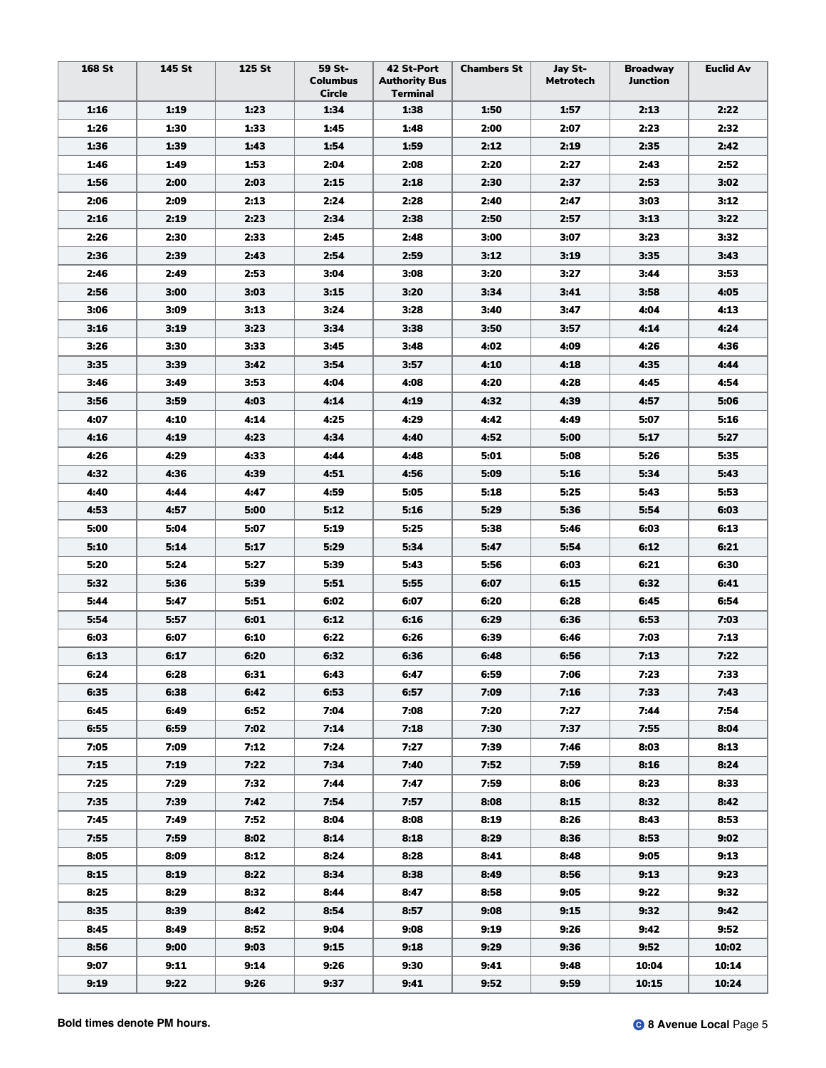| 168 St | 145 St | 125 St | 59 St-Columbus Circle | 42 St-Port Authority Bus Terminal | Chambers St | Jay St-Metrotech | Broadway Junction | Euclid Av |
|---|---|---|---|---|---|---|---|---|
| **1:16** | **1:19** | **1:23** | **1:34** | **1:38** | **1:50** | **1:57** | **2:13** | **2:22** |
| **1:26** | **1:30** | **1:33** | **1:45** | **1:48** | **2:00** | **2:07** | **2:23** | **2:32** |
| **1:36** | **1:39** | **1:43** | **1:54** | **1:59** | **2:12** | **2:19** | **2:35** | **2:42** |
| **1:46** | **1:49** | **1:53** | **2:04** | **2:08** | **2:20** | **2:27** | **2:43** | **2:52** |
| **1:56** | **2:00** | **2:03** | **2:15** | **2:18** | **2:30** | **2:37** | **2:53** | **3:02** |
| **2:06** | **2:09** | **2:13** | **2:24** | **2:28** | **2:40** | **2:47** | **3:03** | **3:12** |
| **2:16** | **2:19** | **2:23** | **2:34** | **2:38** | **2:50** | **2:57** | **3:13** | **3:22** |
| **2:26** | **2:30** | **2:33** | **2:45** | **2:48** | **3:00** | **3:07** | **3:23** | **3:32** |
| **2:36** | **2:39** | **2:43** | **2:54** | **2:59** | **3:12** | **3:19** | **3:35** | **3:43** |
| **2:46** | **2:49** | **2:53** | **3:04** | **3:08** | **3:20** | **3:27** | **3:44** | **3:53** |
| **2:56** | **3:00** | **3:03** | **3:15** | **3:20** | **3:34** | **3:41** | **3:58** | **4:05** |
| **3:06** | **3:09** | **3:13** | **3:24** | **3:28** | **3:40** | **3:47** | **4:04** | **4:13** |
| **3:16** | **3:19** | **3:23** | **3:34** | **3:38** | **3:50** | **3:57** | **4:14** | **4:24** |
| **3:26** | **3:30** | **3:33** | **3:45** | **3:48** | **4:02** | **4:09** | **4:26** | **4:36** |
| **3:35** | **3:39** | **3:42** | **3:54** | **3:57** | **4:10** | **4:18** | **4:35** | **4:44** |
| **3:46** | **3:49** | **3:53** | **4:04** | **4:08** | **4:20** | **4:28** | **4:45** | **4:54** |
| **3:56** | **3:59** | **4:03** | **4:14** | **4:19** | **4:32** | **4:39** | **4:57** | **5:06** |
| **4:07** | **4:10** | **4:14** | **4:25** | **4:29** | **4:42** | **4:49** | **5:07** | **5:16** |
| **4:16** | **4:19** | **4:23** | **4:34** | **4:40** | **4:52** | **5:00** | **5:17** | **5:27** |
| **4:26** | **4:29** | **4:33** | **4:44** | **4:48** | **5:01** | **5:08** | **5:26** | **5:35** |
| **4:32** | **4:36** | **4:39** | **4:51** | **4:56** | **5:09** | **5:16** | **5:34** | **5:43** |
| **4:40** | **4:44** | **4:47** | **4:59** | **5:05** | **5:18** | **5:25** | **5:43** | **5:53** |
| **4:53** | **4:57** | **5:00** | **5:12** | **5:16** | **5:29** | **5:36** | **5:54** | **6:03** |
| **5:00** | **5:04** | **5:07** | **5:19** | **5:25** | **5:38** | **5:46** | **6:03** | **6:13** |
| **5:10** | **5:14** | **5:17** | **5:29** | **5:34** | **5:47** | **5:54** | **6:12** | **6:21** |
| **5:20** | **5:24** | **5:27** | **5:39** | **5:43** | **5:56** | **6:03** | **6:21** | **6:30** |
| **5:32** | **5:36** | **5:39** | **5:51** | **5:55** | **6:07** | **6:15** | **6:32** | **6:41** |
| **5:44** | **5:47** | **5:51** | **6:02** | **6:07** | **6:20** | **6:28** | **6:45** | **6:54** |
| **5:54** | **5:57** | **6:01** | **6:12** | **6:16** | **6:29** | **6:36** | **6:53** | **7:03** |
| **6:03** | **6:07** | **6:10** | **6:22** | **6:26** | **6:39** | **6:46** | **7:03** | **7:13** |
| **6:13** | **6:17** | **6:20** | **6:32** | **6:36** | **6:48** | **6:56** | **7:13** | **7:22** |
| **6:24** | **6:28** | **6:31** | **6:43** | **6:47** | **6:59** | **7:06** | **7:23** | **7:33** |
| **6:35** | **6:38** | **6:42** | **6:53** | **6:57** | **7:09** | **7:16** | **7:33** | **7:43** |
| **6:45** | **6:49** | **6:52** | **7:04** | **7:08** | **7:20** | **7:27** | **7:44** | **7:54** |
| **6:55** | **6:59** | **7:02** | **7:14** | **7:18** | **7:30** | **7:37** | **7:55** | **8:04** |
| **7:05** | **7:09** | **7:12** | **7:24** | **7:27** | **7:39** | **7:46** | **8:03** | **8:13** |
| **7:15** | **7:19** | **7:22** | **7:34** | **7:40** | **7:52** | **7:59** | **8:16** | **8:24** |
| **7:25** | **7:29** | **7:32** | **7:44** | **7:47** | **7:59** | **8:06** | **8:23** | **8:33** |
| **7:35** | **7:39** | **7:42** | **7:54** | **7:57** | **8:08** | **8:15** | **8:32** | **8:42** |
| **7:45** | **7:49** | **7:52** | **8:04** | **8:08** | **8:19** | **8:26** | **8:43** | **8:53** |
| **7:55** | **7:59** | **8:02** | **8:14** | **8:18** | **8:29** | **8:36** | **8:53** | **9:02** |
| **8:05** | **8:09** | **8:12** | **8:24** | **8:28** | **8:41** | **8:48** | **9:05** | **9:13** |
| **8:15** | **8:19** | **8:22** | **8:34** | **8:38** | **8:49** | **8:56** | **9:13** | **9:23** |
| **8:25** | **8:29** | **8:32** | **8:44** | **8:47** | **8:58** | **9:05** | **9:22** | **9:32** |
| **8:35** | **8:39** | **8:42** | **8:54** | **8:57** | **9:08** | **9:15** | **9:32** | **9:42** |
| **8:45** | **8:49** | **8:52** | **9:04** | **9:08** | **9:19** | **9:26** | **9:42** | **9:52** |
| **8:56** | **9:00** | **9:03** | **9:15** | **9:18** | **9:29** | **9:36** | **9:52** | **10:02** |
| **9:07** | **9:11** | **9:14** | **9:26** | **9:30** | **9:41** | **9:48** | **10:04** | **10:14** |
| **9:19** | **9:22** | **9:26** | **9:37** | **9:41** | **9:52** | **9:59** | **10:15** | **10:24** |

**Bold times denote PM hours.**

C **8 Avenue Local**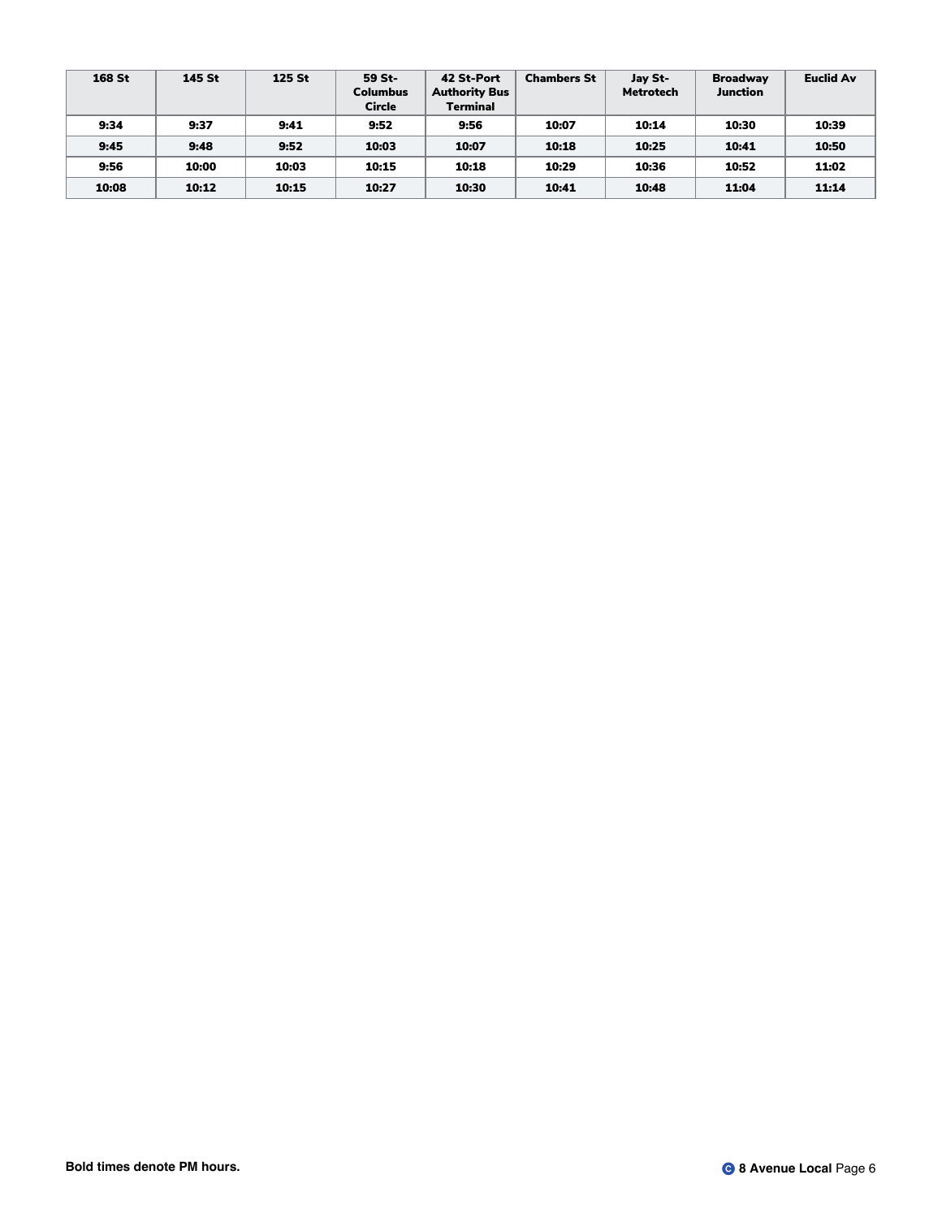| 168 St | 145 St | 125 St | 59 St-Columbus Circle | 42 St-Port Authority Bus Terminal | Chambers St | Jay St-Metrotech | Broadway Junction | Euclid Av |
|---|---|---|---|---|---|---|---|---|
| **9:34** | **9:37** | **9:41** | **9:52** | **9:56** | **10:07** | **10:14** | **10:30** | **10:39** |
| **9:45** | **9:48** | **9:52** | **10:03** | **10:07** | **10:18** | **10:25** | **10:41** | **10:50** |
| **9:56** | **10:00** | **10:03** | **10:15** | **10:18** | **10:29** | **10:36** | **10:52** | **11:02** |
| **10:08** | **10:12** | **10:15** | **10:27** | **10:30** | **10:41** | **10:48** | **11:04** | **11:14** |

**Bold times denote PM hours.**

C **8 Avenue Local**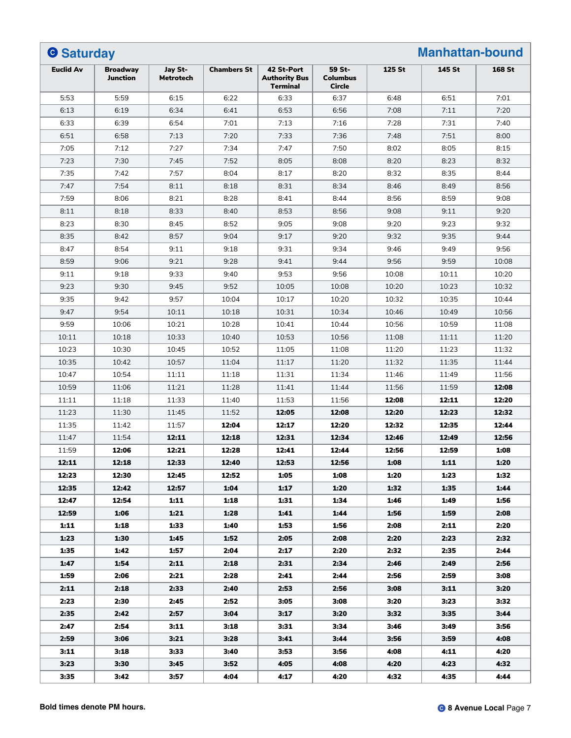## C Saturday — Manhattan-bound

| Euclid Av | Broadway Junction | Jay St-Metrotech | Chambers St | 42 St-Port Authority Bus Terminal | 59 St-Columbus Circle | 125 St | 145 St | 168 St |
|---|---|---|---|---|---|---|---|---|
| 5:53 | 5:59 | 6:15 | 6:22 | 6:33 | 6:37 | 6:48 | 6:51 | 7:01 |
| 6:13 | 6:19 | 6:34 | 6:41 | 6:53 | 6:56 | 7:08 | 7:11 | 7:20 |
| 6:33 | 6:39 | 6:54 | 7:01 | 7:13 | 7:16 | 7:28 | 7:31 | 7:40 |
| 6:51 | 6:58 | 7:13 | 7:20 | 7:33 | 7:36 | 7:48 | 7:51 | 8:00 |
| 7:05 | 7:12 | 7:27 | 7:34 | 7:47 | 7:50 | 8:02 | 8:05 | 8:15 |
| 7:23 | 7:30 | 7:45 | 7:52 | 8:05 | 8:08 | 8:20 | 8:23 | 8:32 |
| 7:35 | 7:42 | 7:57 | 8:04 | 8:17 | 8:20 | 8:32 | 8:35 | 8:44 |
| 7:47 | 7:54 | 8:11 | 8:18 | 8:31 | 8:34 | 8:46 | 8:49 | 8:56 |
| 7:59 | 8:06 | 8:21 | 8:28 | 8:41 | 8:44 | 8:56 | 8:59 | 9:08 |
| 8:11 | 8:18 | 8:33 | 8:40 | 8:53 | 8:56 | 9:08 | 9:11 | 9:20 |
| 8:23 | 8:30 | 8:45 | 8:52 | 9:05 | 9:08 | 9:20 | 9:23 | 9:32 |
| 8:35 | 8:42 | 8:57 | 9:04 | 9:17 | 9:20 | 9:32 | 9:35 | 9:44 |
| 8:47 | 8:54 | 9:11 | 9:18 | 9:31 | 9:34 | 9:46 | 9:49 | 9:56 |
| 8:59 | 9:06 | 9:21 | 9:28 | 9:41 | 9:44 | 9:56 | 9:59 | 10:08 |
| 9:11 | 9:18 | 9:33 | 9:40 | 9:53 | 9:56 | 10:08 | 10:11 | 10:20 |
| 9:23 | 9:30 | 9:45 | 9:52 | 10:05 | 10:08 | 10:20 | 10:23 | 10:32 |
| 9:35 | 9:42 | 9:57 | 10:04 | 10:17 | 10:20 | 10:32 | 10:35 | 10:44 |
| 9:47 | 9:54 | 10:11 | 10:18 | 10:31 | 10:34 | 10:46 | 10:49 | 10:56 |
| 9:59 | 10:06 | 10:21 | 10:28 | 10:41 | 10:44 | 10:56 | 10:59 | 11:08 |
| 10:11 | 10:18 | 10:33 | 10:40 | 10:53 | 10:56 | 11:08 | 11:11 | 11:20 |
| 10:23 | 10:30 | 10:45 | 10:52 | 11:05 | 11:08 | 11:20 | 11:23 | 11:32 |
| 10:35 | 10:42 | 10:57 | 11:04 | 11:17 | 11:20 | 11:32 | 11:35 | 11:44 |
| 10:47 | 10:54 | 11:11 | 11:18 | 11:31 | 11:34 | 11:46 | 11:49 | 11:56 |
| 10:59 | 11:06 | 11:21 | 11:28 | 11:41 | 11:44 | 11:56 | 11:59 | **12:08** |
| 11:11 | 11:18 | 11:33 | 11:40 | 11:53 | 11:56 | **12:08** | **12:11** | **12:20** |
| 11:23 | 11:30 | 11:45 | 11:52 | **12:05** | **12:08** | **12:20** | **12:23** | **12:32** |
| 11:35 | 11:42 | 11:57 | **12:04** | **12:17** | **12:20** | **12:32** | **12:35** | **12:44** |
| 11:47 | 11:54 | **12:11** | **12:18** | **12:31** | **12:34** | **12:46** | **12:49** | **12:56** |
| 11:59 | **12:06** | **12:21** | **12:28** | **12:41** | **12:44** | **12:56** | **12:59** | **1:08** |
| **12:11** | **12:18** | **12:33** | **12:40** | **12:53** | **12:56** | **1:08** | **1:11** | **1:20** |
| **12:23** | **12:30** | **12:45** | **12:52** | **1:05** | **1:08** | **1:20** | **1:23** | **1:32** |
| **12:35** | **12:42** | **12:57** | **1:04** | **1:17** | **1:20** | **1:32** | **1:35** | **1:44** |
| **12:47** | **12:54** | **1:11** | **1:18** | **1:31** | **1:34** | **1:46** | **1:49** | **1:56** |
| **12:59** | **1:06** | **1:21** | **1:28** | **1:41** | **1:44** | **1:56** | **1:59** | **2:08** |
| **1:11** | **1:18** | **1:33** | **1:40** | **1:53** | **1:56** | **2:08** | **2:11** | **2:20** |
| **1:23** | **1:30** | **1:45** | **1:52** | **2:05** | **2:08** | **2:20** | **2:23** | **2:32** |
| **1:35** | **1:42** | **1:57** | **2:04** | **2:17** | **2:20** | **2:32** | **2:35** | **2:44** |
| **1:47** | **1:54** | **2:11** | **2:18** | **2:31** | **2:34** | **2:46** | **2:49** | **2:56** |
| **1:59** | **2:06** | **2:21** | **2:28** | **2:41** | **2:44** | **2:56** | **2:59** | **3:08** |
| **2:11** | **2:18** | **2:33** | **2:40** | **2:53** | **2:56** | **3:08** | **3:11** | **3:20** |
| **2:23** | **2:30** | **2:45** | **2:52** | **3:05** | **3:08** | **3:20** | **3:23** | **3:32** |
| **2:35** | **2:42** | **2:57** | **3:04** | **3:17** | **3:20** | **3:32** | **3:35** | **3:44** |
| **2:47** | **2:54** | **3:11** | **3:18** | **3:31** | **3:34** | **3:46** | **3:49** | **3:56** |
| **2:59** | **3:06** | **3:21** | **3:28** | **3:41** | **3:44** | **3:56** | **3:59** | **4:08** |
| **3:11** | **3:18** | **3:33** | **3:40** | **3:53** | **3:56** | **4:08** | **4:11** | **4:20** |
| **3:23** | **3:30** | **3:45** | **3:52** | **4:05** | **4:08** | **4:20** | **4:23** | **4:32** |
| **3:35** | **3:42** | **3:57** | **4:04** | **4:17** | **4:20** | **4:32** | **4:35** | **4:44** |

**Bold times denote PM hours.**

C **8 Avenue Local**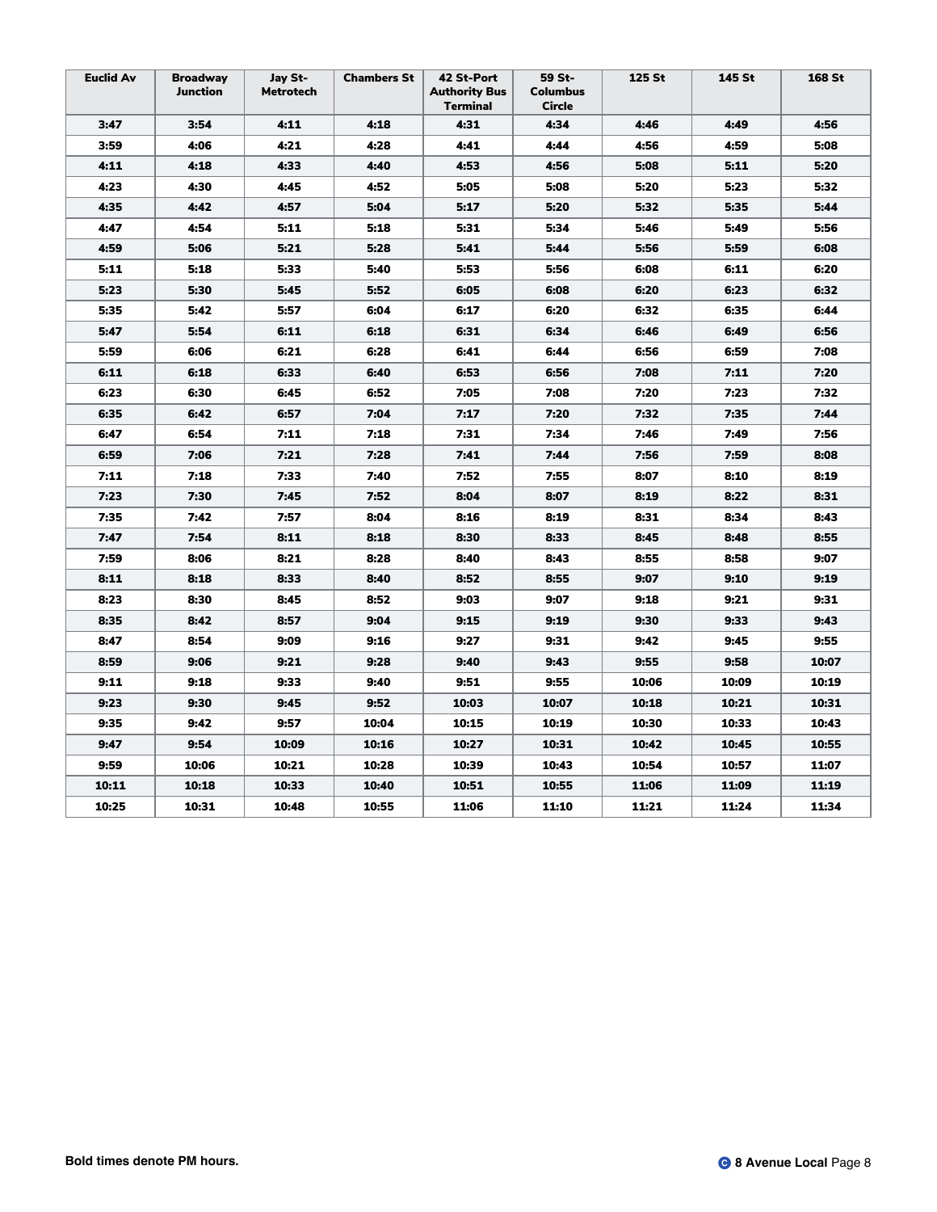| Euclid Av | Broadway Junction | Jay St-Metrotech | Chambers St | 42 St-Port Authority Bus Terminal | 59 St-Columbus Circle | 125 St | 145 St | 168 St |
|---|---|---|---|---|---|---|---|---|
| **3:47** | **3:54** | **4:11** | **4:18** | **4:31** | **4:34** | **4:46** | **4:49** | **4:56** |
| **3:59** | **4:06** | **4:21** | **4:28** | **4:41** | **4:44** | **4:56** | **4:59** | **5:08** |
| **4:11** | **4:18** | **4:33** | **4:40** | **4:53** | **4:56** | **5:08** | **5:11** | **5:20** |
| **4:23** | **4:30** | **4:45** | **4:52** | **5:05** | **5:08** | **5:20** | **5:23** | **5:32** |
| **4:35** | **4:42** | **4:57** | **5:04** | **5:17** | **5:20** | **5:32** | **5:35** | **5:44** |
| **4:47** | **4:54** | **5:11** | **5:18** | **5:31** | **5:34** | **5:46** | **5:49** | **5:56** |
| **4:59** | **5:06** | **5:21** | **5:28** | **5:41** | **5:44** | **5:56** | **5:59** | **6:08** |
| **5:11** | **5:18** | **5:33** | **5:40** | **5:53** | **5:56** | **6:08** | **6:11** | **6:20** |
| **5:23** | **5:30** | **5:45** | **5:52** | **6:05** | **6:08** | **6:20** | **6:23** | **6:32** |
| **5:35** | **5:42** | **5:57** | **6:04** | **6:17** | **6:20** | **6:32** | **6:35** | **6:44** |
| **5:47** | **5:54** | **6:11** | **6:18** | **6:31** | **6:34** | **6:46** | **6:49** | **6:56** |
| **5:59** | **6:06** | **6:21** | **6:28** | **6:41** | **6:44** | **6:56** | **6:59** | **7:08** |
| **6:11** | **6:18** | **6:33** | **6:40** | **6:53** | **6:56** | **7:08** | **7:11** | **7:20** |
| **6:23** | **6:30** | **6:45** | **6:52** | **7:05** | **7:08** | **7:20** | **7:23** | **7:32** |
| **6:35** | **6:42** | **6:57** | **7:04** | **7:17** | **7:20** | **7:32** | **7:35** | **7:44** |
| **6:47** | **6:54** | **7:11** | **7:18** | **7:31** | **7:34** | **7:46** | **7:49** | **7:56** |
| **6:59** | **7:06** | **7:21** | **7:28** | **7:41** | **7:44** | **7:56** | **7:59** | **8:08** |
| **7:11** | **7:18** | **7:33** | **7:40** | **7:52** | **7:55** | **8:07** | **8:10** | **8:19** |
| **7:23** | **7:30** | **7:45** | **7:52** | **8:04** | **8:07** | **8:19** | **8:22** | **8:31** |
| **7:35** | **7:42** | **7:57** | **8:04** | **8:16** | **8:19** | **8:31** | **8:34** | **8:43** |
| **7:47** | **7:54** | **8:11** | **8:18** | **8:30** | **8:33** | **8:45** | **8:48** | **8:55** |
| **7:59** | **8:06** | **8:21** | **8:28** | **8:40** | **8:43** | **8:55** | **8:58** | **9:07** |
| **8:11** | **8:18** | **8:33** | **8:40** | **8:52** | **8:55** | **9:07** | **9:10** | **9:19** |
| **8:23** | **8:30** | **8:45** | **8:52** | **9:03** | **9:07** | **9:18** | **9:21** | **9:31** |
| **8:35** | **8:42** | **8:57** | **9:04** | **9:15** | **9:19** | **9:30** | **9:33** | **9:43** |
| **8:47** | **8:54** | **9:09** | **9:16** | **9:27** | **9:31** | **9:42** | **9:45** | **9:55** |
| **8:59** | **9:06** | **9:21** | **9:28** | **9:40** | **9:43** | **9:55** | **9:58** | **10:07** |
| **9:11** | **9:18** | **9:33** | **9:40** | **9:51** | **9:55** | **10:06** | **10:09** | **10:19** |
| **9:23** | **9:30** | **9:45** | **9:52** | **10:03** | **10:07** | **10:18** | **10:21** | **10:31** |
| **9:35** | **9:42** | **9:57** | **10:04** | **10:15** | **10:19** | **10:30** | **10:33** | **10:43** |
| **9:47** | **9:54** | **10:09** | **10:16** | **10:27** | **10:31** | **10:42** | **10:45** | **10:55** |
| **9:59** | **10:06** | **10:21** | **10:28** | **10:39** | **10:43** | **10:54** | **10:57** | **11:07** |
| **10:11** | **10:18** | **10:33** | **10:40** | **10:51** | **10:55** | **11:06** | **11:09** | **11:19** |
| **10:25** | **10:31** | **10:48** | **10:55** | **11:06** | **11:10** | **11:21** | **11:24** | **11:34** |

**Bold times denote PM hours.**

**C 8 Avenue Local**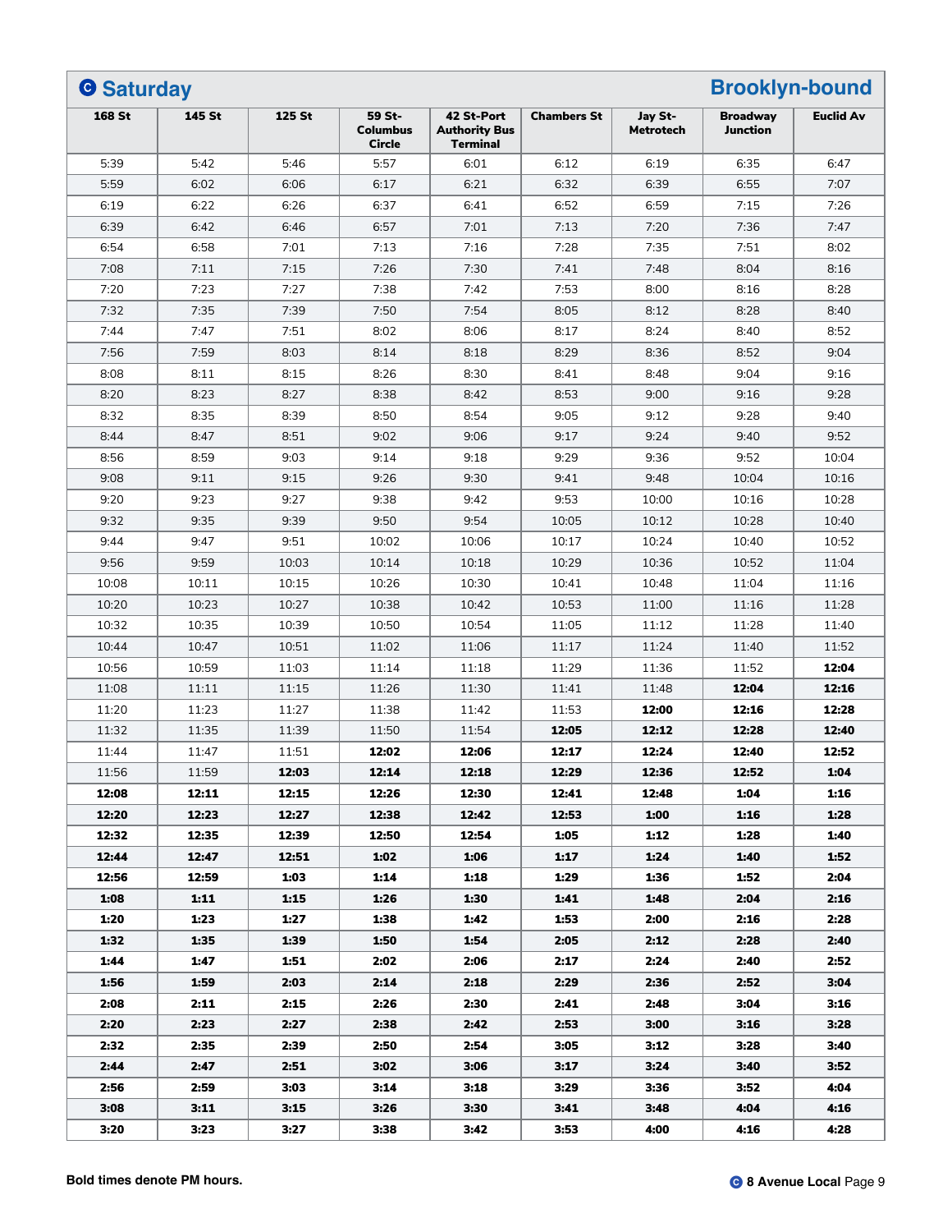## Saturday — Brooklyn-bound

| 168 St | 145 St | 125 St | 59 St-Columbus Circle | 42 St-Port Authority Bus Terminal | Chambers St | Jay St-Metrotech | Broadway Junction | Euclid Av |
|---|---|---|---|---|---|---|---|---|
| 5:39 | 5:42 | 5:46 | 5:57 | 6:01 | 6:12 | 6:19 | 6:35 | 6:47 |
| 5:59 | 6:02 | 6:06 | 6:17 | 6:21 | 6:32 | 6:39 | 6:55 | 7:07 |
| 6:19 | 6:22 | 6:26 | 6:37 | 6:41 | 6:52 | 6:59 | 7:15 | 7:26 |
| 6:39 | 6:42 | 6:46 | 6:57 | 7:01 | 7:13 | 7:20 | 7:36 | 7:47 |
| 6:54 | 6:58 | 7:01 | 7:13 | 7:16 | 7:28 | 7:35 | 7:51 | 8:02 |
| 7:08 | 7:11 | 7:15 | 7:26 | 7:30 | 7:41 | 7:48 | 8:04 | 8:16 |
| 7:20 | 7:23 | 7:27 | 7:38 | 7:42 | 7:53 | 8:00 | 8:16 | 8:28 |
| 7:32 | 7:35 | 7:39 | 7:50 | 7:54 | 8:05 | 8:12 | 8:28 | 8:40 |
| 7:44 | 7:47 | 7:51 | 8:02 | 8:06 | 8:17 | 8:24 | 8:40 | 8:52 |
| 7:56 | 7:59 | 8:03 | 8:14 | 8:18 | 8:29 | 8:36 | 8:52 | 9:04 |
| 8:08 | 8:11 | 8:15 | 8:26 | 8:30 | 8:41 | 8:48 | 9:04 | 9:16 |
| 8:20 | 8:23 | 8:27 | 8:38 | 8:42 | 8:53 | 9:00 | 9:16 | 9:28 |
| 8:32 | 8:35 | 8:39 | 8:50 | 8:54 | 9:05 | 9:12 | 9:28 | 9:40 |
| 8:44 | 8:47 | 8:51 | 9:02 | 9:06 | 9:17 | 9:24 | 9:40 | 9:52 |
| 8:56 | 8:59 | 9:03 | 9:14 | 9:18 | 9:29 | 9:36 | 9:52 | 10:04 |
| 9:08 | 9:11 | 9:15 | 9:26 | 9:30 | 9:41 | 9:48 | 10:04 | 10:16 |
| 9:20 | 9:23 | 9:27 | 9:38 | 9:42 | 9:53 | 10:00 | 10:16 | 10:28 |
| 9:32 | 9:35 | 9:39 | 9:50 | 9:54 | 10:05 | 10:12 | 10:28 | 10:40 |
| 9:44 | 9:47 | 9:51 | 10:02 | 10:06 | 10:17 | 10:24 | 10:40 | 10:52 |
| 9:56 | 9:59 | 10:03 | 10:14 | 10:18 | 10:29 | 10:36 | 10:52 | 11:04 |
| 10:08 | 10:11 | 10:15 | 10:26 | 10:30 | 10:41 | 10:48 | 11:04 | 11:16 |
| 10:20 | 10:23 | 10:27 | 10:38 | 10:42 | 10:53 | 11:00 | 11:16 | 11:28 |
| 10:32 | 10:35 | 10:39 | 10:50 | 10:54 | 11:05 | 11:12 | 11:28 | 11:40 |
| 10:44 | 10:47 | 10:51 | 11:02 | 11:06 | 11:17 | 11:24 | 11:40 | 11:52 |
| 10:56 | 10:59 | 11:03 | 11:14 | 11:18 | 11:29 | 11:36 | 11:52 | **12:04** |
| 11:08 | 11:11 | 11:15 | 11:26 | 11:30 | 11:41 | 11:48 | **12:04** | **12:16** |
| 11:20 | 11:23 | 11:27 | 11:38 | 11:42 | 11:53 | **12:00** | **12:16** | **12:28** |
| 11:32 | 11:35 | 11:39 | 11:50 | 11:54 | **12:05** | **12:12** | **12:28** | **12:40** |
| 11:44 | 11:47 | 11:51 | **12:02** | **12:06** | **12:17** | **12:24** | **12:40** | **12:52** |
| 11:56 | 11:59 | **12:03** | **12:14** | **12:18** | **12:29** | **12:36** | **12:52** | **1:04** |
| **12:08** | **12:11** | **12:15** | **12:26** | **12:30** | **12:41** | **12:48** | **1:04** | **1:16** |
| **12:20** | **12:23** | **12:27** | **12:38** | **12:42** | **12:53** | **1:00** | **1:16** | **1:28** |
| **12:32** | **12:35** | **12:39** | **12:50** | **12:54** | **1:05** | **1:12** | **1:28** | **1:40** |
| **12:44** | **12:47** | **12:51** | **1:02** | **1:06** | **1:17** | **1:24** | **1:40** | **1:52** |
| **12:56** | **12:59** | **1:03** | **1:14** | **1:18** | **1:29** | **1:36** | **1:52** | **2:04** |
| **1:08** | **1:11** | **1:15** | **1:26** | **1:30** | **1:41** | **1:48** | **2:04** | **2:16** |
| **1:20** | **1:23** | **1:27** | **1:38** | **1:42** | **1:53** | **2:00** | **2:16** | **2:28** |
| **1:32** | **1:35** | **1:39** | **1:50** | **1:54** | **2:05** | **2:12** | **2:28** | **2:40** |
| **1:44** | **1:47** | **1:51** | **2:02** | **2:06** | **2:17** | **2:24** | **2:40** | **2:52** |
| **1:56** | **1:59** | **2:03** | **2:14** | **2:18** | **2:29** | **2:36** | **2:52** | **3:04** |
| **2:08** | **2:11** | **2:15** | **2:26** | **2:30** | **2:41** | **2:48** | **3:04** | **3:16** |
| **2:20** | **2:23** | **2:27** | **2:38** | **2:42** | **2:53** | **3:00** | **3:16** | **3:28** |
| **2:32** | **2:35** | **2:39** | **2:50** | **2:54** | **3:05** | **3:12** | **3:28** | **3:40** |
| **2:44** | **2:47** | **2:51** | **3:02** | **3:06** | **3:17** | **3:24** | **3:40** | **3:52** |
| **2:56** | **2:59** | **3:03** | **3:14** | **3:18** | **3:29** | **3:36** | **3:52** | **4:04** |
| **3:08** | **3:11** | **3:15** | **3:26** | **3:30** | **3:41** | **3:48** | **4:04** | **4:16** |
| **3:20** | **3:23** | **3:27** | **3:38** | **3:42** | **3:53** | **4:00** | **4:16** | **4:28** |

**Bold times denote PM hours.**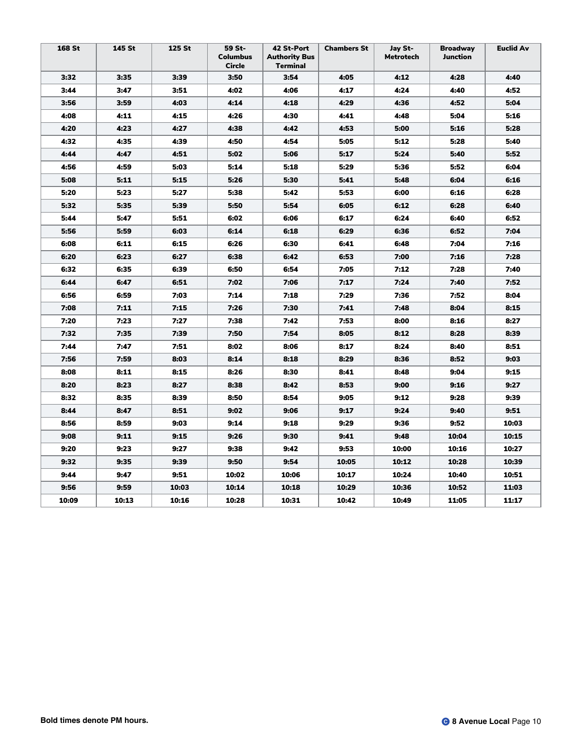| 168 St | 145 St | 125 St | 59 St-Columbus Circle | 42 St-Port Authority Bus Terminal | Chambers St | Jay St-Metrotech | Broadway Junction | Euclid Av |
|---|---|---|---|---|---|---|---|---|
| **3:32** | **3:35** | **3:39** | **3:50** | **3:54** | **4:05** | **4:12** | **4:28** | **4:40** |
| **3:44** | **3:47** | **3:51** | **4:02** | **4:06** | **4:17** | **4:24** | **4:40** | **4:52** |
| **3:56** | **3:59** | **4:03** | **4:14** | **4:18** | **4:29** | **4:36** | **4:52** | **5:04** |
| **4:08** | **4:11** | **4:15** | **4:26** | **4:30** | **4:41** | **4:48** | **5:04** | **5:16** |
| **4:20** | **4:23** | **4:27** | **4:38** | **4:42** | **4:53** | **5:00** | **5:16** | **5:28** |
| **4:32** | **4:35** | **4:39** | **4:50** | **4:54** | **5:05** | **5:12** | **5:28** | **5:40** |
| **4:44** | **4:47** | **4:51** | **5:02** | **5:06** | **5:17** | **5:24** | **5:40** | **5:52** |
| **4:56** | **4:59** | **5:03** | **5:14** | **5:18** | **5:29** | **5:36** | **5:52** | **6:04** |
| **5:08** | **5:11** | **5:15** | **5:26** | **5:30** | **5:41** | **5:48** | **6:04** | **6:16** |
| **5:20** | **5:23** | **5:27** | **5:38** | **5:42** | **5:53** | **6:00** | **6:16** | **6:28** |
| **5:32** | **5:35** | **5:39** | **5:50** | **5:54** | **6:05** | **6:12** | **6:28** | **6:40** |
| **5:44** | **5:47** | **5:51** | **6:02** | **6:06** | **6:17** | **6:24** | **6:40** | **6:52** |
| **5:56** | **5:59** | **6:03** | **6:14** | **6:18** | **6:29** | **6:36** | **6:52** | **7:04** |
| **6:08** | **6:11** | **6:15** | **6:26** | **6:30** | **6:41** | **6:48** | **7:04** | **7:16** |
| **6:20** | **6:23** | **6:27** | **6:38** | **6:42** | **6:53** | **7:00** | **7:16** | **7:28** |
| **6:32** | **6:35** | **6:39** | **6:50** | **6:54** | **7:05** | **7:12** | **7:28** | **7:40** |
| **6:44** | **6:47** | **6:51** | **7:02** | **7:06** | **7:17** | **7:24** | **7:40** | **7:52** |
| **6:56** | **6:59** | **7:03** | **7:14** | **7:18** | **7:29** | **7:36** | **7:52** | **8:04** |
| **7:08** | **7:11** | **7:15** | **7:26** | **7:30** | **7:41** | **7:48** | **8:04** | **8:15** |
| **7:20** | **7:23** | **7:27** | **7:38** | **7:42** | **7:53** | **8:00** | **8:16** | **8:27** |
| **7:32** | **7:35** | **7:39** | **7:50** | **7:54** | **8:05** | **8:12** | **8:28** | **8:39** |
| **7:44** | **7:47** | **7:51** | **8:02** | **8:06** | **8:17** | **8:24** | **8:40** | **8:51** |
| **7:56** | **7:59** | **8:03** | **8:14** | **8:18** | **8:29** | **8:36** | **8:52** | **9:03** |
| **8:08** | **8:11** | **8:15** | **8:26** | **8:30** | **8:41** | **8:48** | **9:04** | **9:15** |
| **8:20** | **8:23** | **8:27** | **8:38** | **8:42** | **8:53** | **9:00** | **9:16** | **9:27** |
| **8:32** | **8:35** | **8:39** | **8:50** | **8:54** | **9:05** | **9:12** | **9:28** | **9:39** |
| **8:44** | **8:47** | **8:51** | **9:02** | **9:06** | **9:17** | **9:24** | **9:40** | **9:51** |
| **8:56** | **8:59** | **9:03** | **9:14** | **9:18** | **9:29** | **9:36** | **9:52** | **10:03** |
| **9:08** | **9:11** | **9:15** | **9:26** | **9:30** | **9:41** | **9:48** | **10:04** | **10:15** |
| **9:20** | **9:23** | **9:27** | **9:38** | **9:42** | **9:53** | **10:00** | **10:16** | **10:27** |
| **9:32** | **9:35** | **9:39** | **9:50** | **9:54** | **10:05** | **10:12** | **10:28** | **10:39** |
| **9:44** | **9:47** | **9:51** | **10:02** | **10:06** | **10:17** | **10:24** | **10:40** | **10:51** |
| **9:56** | **9:59** | **10:03** | **10:14** | **10:18** | **10:29** | **10:36** | **10:52** | **11:03** |
| **10:09** | **10:13** | **10:16** | **10:28** | **10:31** | **10:42** | **10:49** | **11:05** | **11:17** |

**Bold times denote PM hours.**

C **8 Avenue Local**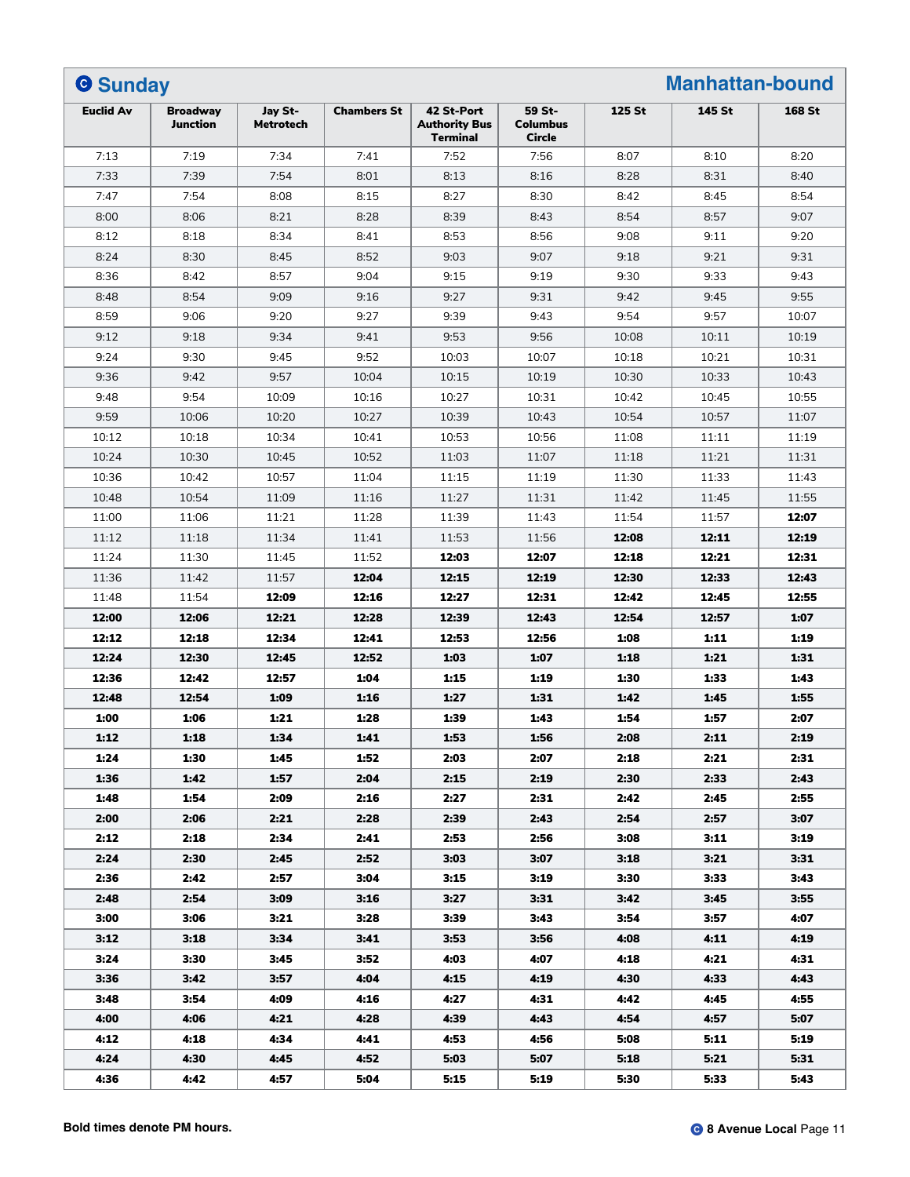## Ⓒ Sunday — Manhattan-bound

| Euclid Av | Broadway Junction | Jay St-Metrotech | Chambers St | 42 St-Port Authority Bus Terminal | 59 St-Columbus Circle | 125 St | 145 St | 168 St |
|---|---|---|---|---|---|---|---|---|
| 7:13 | 7:19 | 7:34 | 7:41 | 7:52 | 7:56 | 8:07 | 8:10 | 8:20 |
| 7:33 | 7:39 | 7:54 | 8:01 | 8:13 | 8:16 | 8:28 | 8:31 | 8:40 |
| 7:47 | 7:54 | 8:08 | 8:15 | 8:27 | 8:30 | 8:42 | 8:45 | 8:54 |
| 8:00 | 8:06 | 8:21 | 8:28 | 8:39 | 8:43 | 8:54 | 8:57 | 9:07 |
| 8:12 | 8:18 | 8:34 | 8:41 | 8:53 | 8:56 | 9:08 | 9:11 | 9:20 |
| 8:24 | 8:30 | 8:45 | 8:52 | 9:03 | 9:07 | 9:18 | 9:21 | 9:31 |
| 8:36 | 8:42 | 8:57 | 9:04 | 9:15 | 9:19 | 9:30 | 9:33 | 9:43 |
| 8:48 | 8:54 | 9:09 | 9:16 | 9:27 | 9:31 | 9:42 | 9:45 | 9:55 |
| 8:59 | 9:06 | 9:20 | 9:27 | 9:39 | 9:43 | 9:54 | 9:57 | 10:07 |
| 9:12 | 9:18 | 9:34 | 9:41 | 9:53 | 9:56 | 10:08 | 10:11 | 10:19 |
| 9:24 | 9:30 | 9:45 | 9:52 | 10:03 | 10:07 | 10:18 | 10:21 | 10:31 |
| 9:36 | 9:42 | 9:57 | 10:04 | 10:15 | 10:19 | 10:30 | 10:33 | 10:43 |
| 9:48 | 9:54 | 10:09 | 10:16 | 10:27 | 10:31 | 10:42 | 10:45 | 10:55 |
| 9:59 | 10:06 | 10:20 | 10:27 | 10:39 | 10:43 | 10:54 | 10:57 | 11:07 |
| 10:12 | 10:18 | 10:34 | 10:41 | 10:53 | 10:56 | 11:08 | 11:11 | 11:19 |
| 10:24 | 10:30 | 10:45 | 10:52 | 11:03 | 11:07 | 11:18 | 11:21 | 11:31 |
| 10:36 | 10:42 | 10:57 | 11:04 | 11:15 | 11:19 | 11:30 | 11:33 | 11:43 |
| 10:48 | 10:54 | 11:09 | 11:16 | 11:27 | 11:31 | 11:42 | 11:45 | 11:55 |
| 11:00 | 11:06 | 11:21 | 11:28 | 11:39 | 11:43 | 11:54 | 11:57 | **12:07** |
| 11:12 | 11:18 | 11:34 | 11:41 | 11:53 | 11:56 | **12:08** | **12:11** | **12:19** |
| 11:24 | 11:30 | 11:45 | 11:52 | **12:03** | **12:07** | **12:18** | **12:21** | **12:31** |
| 11:36 | 11:42 | 11:57 | **12:04** | **12:15** | **12:19** | **12:30** | **12:33** | **12:43** |
| 11:48 | 11:54 | **12:09** | **12:16** | **12:27** | **12:31** | **12:42** | **12:45** | **12:55** |
| **12:00** | **12:06** | **12:21** | **12:28** | **12:39** | **12:43** | **12:54** | **12:57** | **1:07** |
| **12:12** | **12:18** | **12:34** | **12:41** | **12:53** | **12:56** | **1:08** | **1:11** | **1:19** |
| **12:24** | **12:30** | **12:45** | **12:52** | **1:03** | **1:07** | **1:18** | **1:21** | **1:31** |
| **12:36** | **12:42** | **12:57** | **1:04** | **1:15** | **1:19** | **1:30** | **1:33** | **1:43** |
| **12:48** | **12:54** | **1:09** | **1:16** | **1:27** | **1:31** | **1:42** | **1:45** | **1:55** |
| **1:00** | **1:06** | **1:21** | **1:28** | **1:39** | **1:43** | **1:54** | **1:57** | **2:07** |
| **1:12** | **1:18** | **1:34** | **1:41** | **1:53** | **1:56** | **2:08** | **2:11** | **2:19** |
| **1:24** | **1:30** | **1:45** | **1:52** | **2:03** | **2:07** | **2:18** | **2:21** | **2:31** |
| **1:36** | **1:42** | **1:57** | **2:04** | **2:15** | **2:19** | **2:30** | **2:33** | **2:43** |
| **1:48** | **1:54** | **2:09** | **2:16** | **2:27** | **2:31** | **2:42** | **2:45** | **2:55** |
| **2:00** | **2:06** | **2:21** | **2:28** | **2:39** | **2:43** | **2:54** | **2:57** | **3:07** |
| **2:12** | **2:18** | **2:34** | **2:41** | **2:53** | **2:56** | **3:08** | **3:11** | **3:19** |
| **2:24** | **2:30** | **2:45** | **2:52** | **3:03** | **3:07** | **3:18** | **3:21** | **3:31** |
| **2:36** | **2:42** | **2:57** | **3:04** | **3:15** | **3:19** | **3:30** | **3:33** | **3:43** |
| **2:48** | **2:54** | **3:09** | **3:16** | **3:27** | **3:31** | **3:42** | **3:45** | **3:55** |
| **3:00** | **3:06** | **3:21** | **3:28** | **3:39** | **3:43** | **3:54** | **3:57** | **4:07** |
| **3:12** | **3:18** | **3:34** | **3:41** | **3:53** | **3:56** | **4:08** | **4:11** | **4:19** |
| **3:24** | **3:30** | **3:45** | **3:52** | **4:03** | **4:07** | **4:18** | **4:21** | **4:31** |
| **3:36** | **3:42** | **3:57** | **4:04** | **4:15** | **4:19** | **4:30** | **4:33** | **4:43** |
| **3:48** | **3:54** | **4:09** | **4:16** | **4:27** | **4:31** | **4:42** | **4:45** | **4:55** |
| **4:00** | **4:06** | **4:21** | **4:28** | **4:39** | **4:43** | **4:54** | **4:57** | **5:07** |
| **4:12** | **4:18** | **4:34** | **4:41** | **4:53** | **4:56** | **5:08** | **5:11** | **5:19** |
| **4:24** | **4:30** | **4:45** | **4:52** | **5:03** | **5:07** | **5:18** | **5:21** | **5:31** |
| **4:36** | **4:42** | **4:57** | **5:04** | **5:15** | **5:19** | **5:30** | **5:33** | **5:43** |

**Bold times denote PM hours.**

Ⓒ **8 Avenue Local**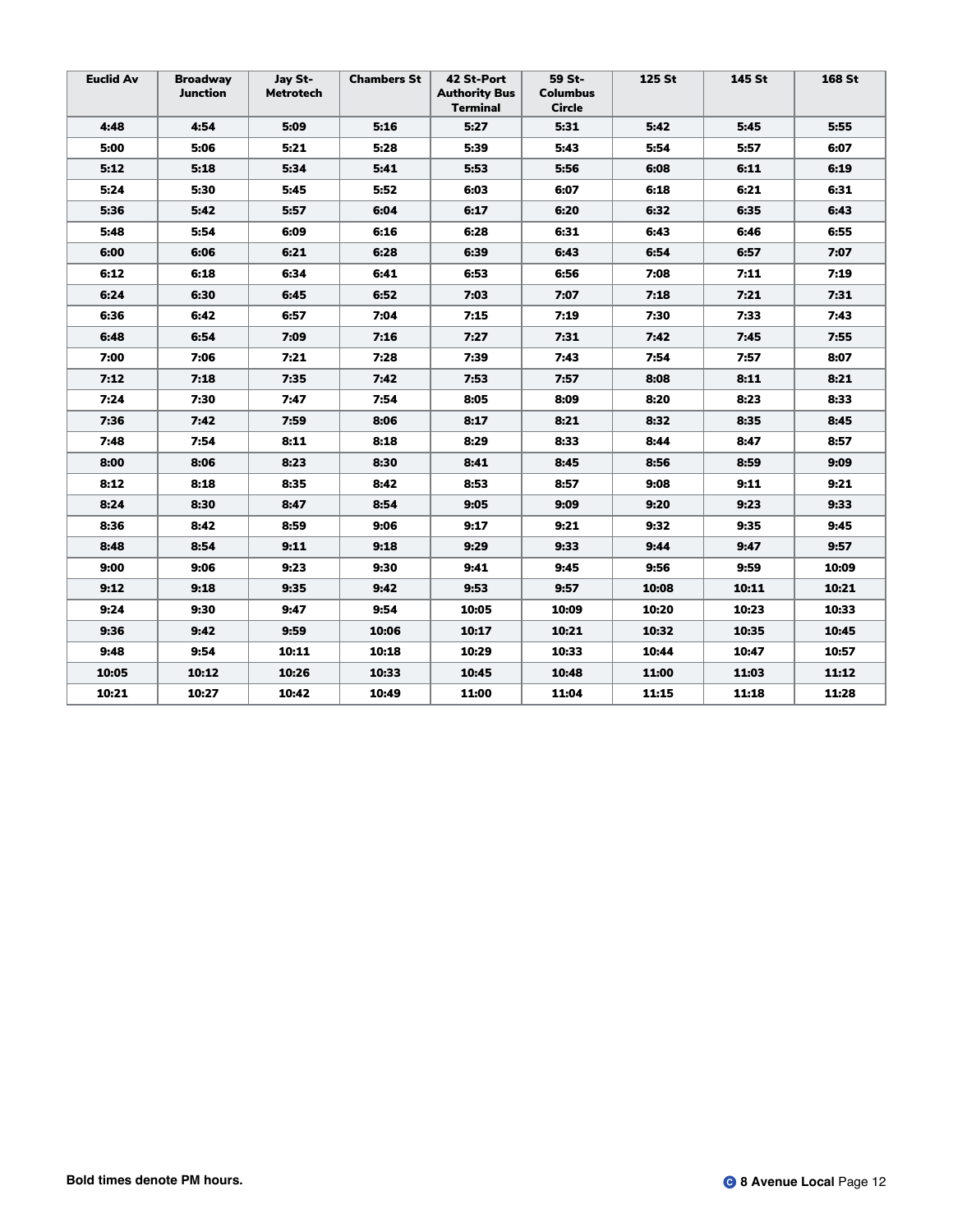| Euclid Av | Broadway Junction | Jay St-Metrotech | Chambers St | 42 St-Port Authority Bus Terminal | 59 St-Columbus Circle | 125 St | 145 St | 168 St |
|---|---|---|---|---|---|---|---|---|
| **4:48** | **4:54** | **5:09** | **5:16** | **5:27** | **5:31** | **5:42** | **5:45** | **5:55** |
| **5:00** | **5:06** | **5:21** | **5:28** | **5:39** | **5:43** | **5:54** | **5:57** | **6:07** |
| **5:12** | **5:18** | **5:34** | **5:41** | **5:53** | **5:56** | **6:08** | **6:11** | **6:19** |
| **5:24** | **5:30** | **5:45** | **5:52** | **6:03** | **6:07** | **6:18** | **6:21** | **6:31** |
| **5:36** | **5:42** | **5:57** | **6:04** | **6:17** | **6:20** | **6:32** | **6:35** | **6:43** |
| **5:48** | **5:54** | **6:09** | **6:16** | **6:28** | **6:31** | **6:43** | **6:46** | **6:55** |
| **6:00** | **6:06** | **6:21** | **6:28** | **6:39** | **6:43** | **6:54** | **6:57** | **7:07** |
| **6:12** | **6:18** | **6:34** | **6:41** | **6:53** | **6:56** | **7:08** | **7:11** | **7:19** |
| **6:24** | **6:30** | **6:45** | **6:52** | **7:03** | **7:07** | **7:18** | **7:21** | **7:31** |
| **6:36** | **6:42** | **6:57** | **7:04** | **7:15** | **7:19** | **7:30** | **7:33** | **7:43** |
| **6:48** | **6:54** | **7:09** | **7:16** | **7:27** | **7:31** | **7:42** | **7:45** | **7:55** |
| **7:00** | **7:06** | **7:21** | **7:28** | **7:39** | **7:43** | **7:54** | **7:57** | **8:07** |
| **7:12** | **7:18** | **7:35** | **7:42** | **7:53** | **7:57** | **8:08** | **8:11** | **8:21** |
| **7:24** | **7:30** | **7:47** | **7:54** | **8:05** | **8:09** | **8:20** | **8:23** | **8:33** |
| **7:36** | **7:42** | **7:59** | **8:06** | **8:17** | **8:21** | **8:32** | **8:35** | **8:45** |
| **7:48** | **7:54** | **8:11** | **8:18** | **8:29** | **8:33** | **8:44** | **8:47** | **8:57** |
| **8:00** | **8:06** | **8:23** | **8:30** | **8:41** | **8:45** | **8:56** | **8:59** | **9:09** |
| **8:12** | **8:18** | **8:35** | **8:42** | **8:53** | **8:57** | **9:08** | **9:11** | **9:21** |
| **8:24** | **8:30** | **8:47** | **8:54** | **9:05** | **9:09** | **9:20** | **9:23** | **9:33** |
| **8:36** | **8:42** | **8:59** | **9:06** | **9:17** | **9:21** | **9:32** | **9:35** | **9:45** |
| **8:48** | **8:54** | **9:11** | **9:18** | **9:29** | **9:33** | **9:44** | **9:47** | **9:57** |
| **9:00** | **9:06** | **9:23** | **9:30** | **9:41** | **9:45** | **9:56** | **9:59** | **10:09** |
| **9:12** | **9:18** | **9:35** | **9:42** | **9:53** | **9:57** | **10:08** | **10:11** | **10:21** |
| **9:24** | **9:30** | **9:47** | **9:54** | **10:05** | **10:09** | **10:20** | **10:23** | **10:33** |
| **9:36** | **9:42** | **9:59** | **10:06** | **10:17** | **10:21** | **10:32** | **10:35** | **10:45** |
| **9:48** | **9:54** | **10:11** | **10:18** | **10:29** | **10:33** | **10:44** | **10:47** | **10:57** |
| **10:05** | **10:12** | **10:26** | **10:33** | **10:45** | **10:48** | **11:00** | **11:03** | **11:12** |
| **10:21** | **10:27** | **10:42** | **10:49** | **11:00** | **11:04** | **11:15** | **11:18** | **11:28** |

**Bold times denote PM hours.**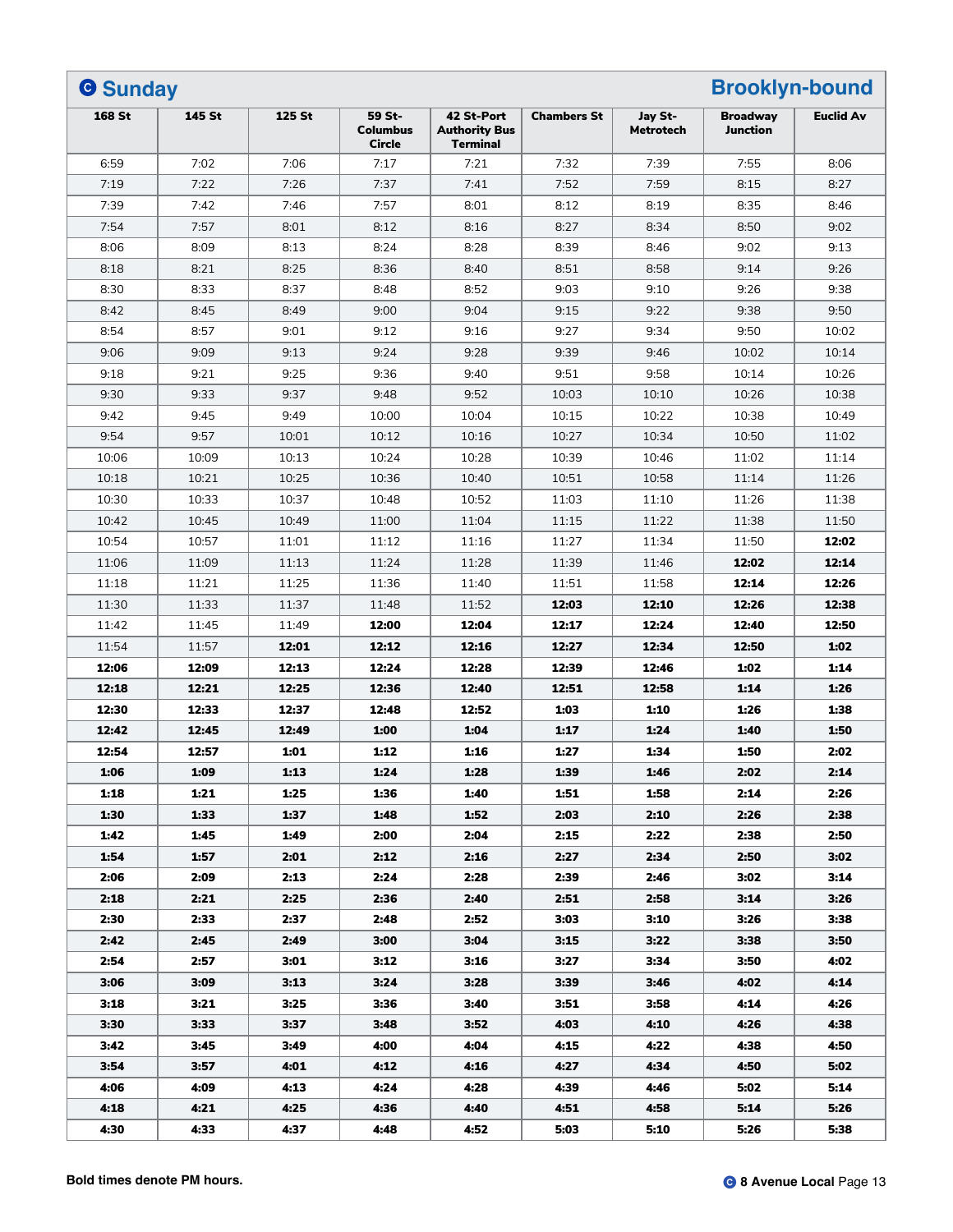## Ⓒ Sunday — Brooklyn-bound

| 168 St | 145 St | 125 St | 59 St-Columbus Circle | 42 St-Port Authority Bus Terminal | Chambers St | Jay St-Metrotech | Broadway Junction | Euclid Av |
|---|---|---|---|---|---|---|---|---|
| 6:59 | 7:02 | 7:06 | 7:17 | 7:21 | 7:32 | 7:39 | 7:55 | 8:06 |
| 7:19 | 7:22 | 7:26 | 7:37 | 7:41 | 7:52 | 7:59 | 8:15 | 8:27 |
| 7:39 | 7:42 | 7:46 | 7:57 | 8:01 | 8:12 | 8:19 | 8:35 | 8:46 |
| 7:54 | 7:57 | 8:01 | 8:12 | 8:16 | 8:27 | 8:34 | 8:50 | 9:02 |
| 8:06 | 8:09 | 8:13 | 8:24 | 8:28 | 8:39 | 8:46 | 9:02 | 9:13 |
| 8:18 | 8:21 | 8:25 | 8:36 | 8:40 | 8:51 | 8:58 | 9:14 | 9:26 |
| 8:30 | 8:33 | 8:37 | 8:48 | 8:52 | 9:03 | 9:10 | 9:26 | 9:38 |
| 8:42 | 8:45 | 8:49 | 9:00 | 9:04 | 9:15 | 9:22 | 9:38 | 9:50 |
| 8:54 | 8:57 | 9:01 | 9:12 | 9:16 | 9:27 | 9:34 | 9:50 | 10:02 |
| 9:06 | 9:09 | 9:13 | 9:24 | 9:28 | 9:39 | 9:46 | 10:02 | 10:14 |
| 9:18 | 9:21 | 9:25 | 9:36 | 9:40 | 9:51 | 9:58 | 10:14 | 10:26 |
| 9:30 | 9:33 | 9:37 | 9:48 | 9:52 | 10:03 | 10:10 | 10:26 | 10:38 |
| 9:42 | 9:45 | 9:49 | 10:00 | 10:04 | 10:15 | 10:22 | 10:38 | 10:49 |
| 9:54 | 9:57 | 10:01 | 10:12 | 10:16 | 10:27 | 10:34 | 10:50 | 11:02 |
| 10:06 | 10:09 | 10:13 | 10:24 | 10:28 | 10:39 | 10:46 | 11:02 | 11:14 |
| 10:18 | 10:21 | 10:25 | 10:36 | 10:40 | 10:51 | 10:58 | 11:14 | 11:26 |
| 10:30 | 10:33 | 10:37 | 10:48 | 10:52 | 11:03 | 11:10 | 11:26 | 11:38 |
| 10:42 | 10:45 | 10:49 | 11:00 | 11:04 | 11:15 | 11:22 | 11:38 | 11:50 |
| 10:54 | 10:57 | 11:01 | 11:12 | 11:16 | 11:27 | 11:34 | 11:50 | **12:02** |
| 11:06 | 11:09 | 11:13 | 11:24 | 11:28 | 11:39 | 11:46 | **12:02** | **12:14** |
| 11:18 | 11:21 | 11:25 | 11:36 | 11:40 | 11:51 | 11:58 | **12:14** | **12:26** |
| 11:30 | 11:33 | 11:37 | 11:48 | 11:52 | **12:03** | **12:10** | **12:26** | **12:38** |
| 11:42 | 11:45 | 11:49 | **12:00** | **12:04** | **12:17** | **12:24** | **12:40** | **12:50** |
| 11:54 | 11:57 | **12:01** | **12:12** | **12:16** | **12:27** | **12:34** | **12:50** | **1:02** |
| **12:06** | **12:09** | **12:13** | **12:24** | **12:28** | **12:39** | **12:46** | **1:02** | **1:14** |
| **12:18** | **12:21** | **12:25** | **12:36** | **12:40** | **12:51** | **12:58** | **1:14** | **1:26** |
| **12:30** | **12:33** | **12:37** | **12:48** | **12:52** | **1:03** | **1:10** | **1:26** | **1:38** |
| **12:42** | **12:45** | **12:49** | **1:00** | **1:04** | **1:17** | **1:24** | **1:40** | **1:50** |
| **12:54** | **12:57** | **1:01** | **1:12** | **1:16** | **1:27** | **1:34** | **1:50** | **2:02** |
| **1:06** | **1:09** | **1:13** | **1:24** | **1:28** | **1:39** | **1:46** | **2:02** | **2:14** |
| **1:18** | **1:21** | **1:25** | **1:36** | **1:40** | **1:51** | **1:58** | **2:14** | **2:26** |
| **1:30** | **1:33** | **1:37** | **1:48** | **1:52** | **2:03** | **2:10** | **2:26** | **2:38** |
| **1:42** | **1:45** | **1:49** | **2:00** | **2:04** | **2:15** | **2:22** | **2:38** | **2:50** |
| **1:54** | **1:57** | **2:01** | **2:12** | **2:16** | **2:27** | **2:34** | **2:50** | **3:02** |
| **2:06** | **2:09** | **2:13** | **2:24** | **2:28** | **2:39** | **2:46** | **3:02** | **3:14** |
| **2:18** | **2:21** | **2:25** | **2:36** | **2:40** | **2:51** | **2:58** | **3:14** | **3:26** |
| **2:30** | **2:33** | **2:37** | **2:48** | **2:52** | **3:03** | **3:10** | **3:26** | **3:38** |
| **2:42** | **2:45** | **2:49** | **3:00** | **3:04** | **3:15** | **3:22** | **3:38** | **3:50** |
| **2:54** | **2:57** | **3:01** | **3:12** | **3:16** | **3:27** | **3:34** | **3:50** | **4:02** |
| **3:06** | **3:09** | **3:13** | **3:24** | **3:28** | **3:39** | **3:46** | **4:02** | **4:14** |
| **3:18** | **3:21** | **3:25** | **3:36** | **3:40** | **3:51** | **3:58** | **4:14** | **4:26** |
| **3:30** | **3:33** | **3:37** | **3:48** | **3:52** | **4:03** | **4:10** | **4:26** | **4:38** |
| **3:42** | **3:45** | **3:49** | **4:00** | **4:04** | **4:15** | **4:22** | **4:38** | **4:50** |
| **3:54** | **3:57** | **4:01** | **4:12** | **4:16** | **4:27** | **4:34** | **4:50** | **5:02** |
| **4:06** | **4:09** | **4:13** | **4:24** | **4:28** | **4:39** | **4:46** | **5:02** | **5:14** |
| **4:18** | **4:21** | **4:25** | **4:36** | **4:40** | **4:51** | **4:58** | **5:14** | **5:26** |
| **4:30** | **4:33** | **4:37** | **4:48** | **4:52** | **5:03** | **5:10** | **5:26** | **5:38** |

**Bold times denote PM hours.**

Ⓒ **8 Avenue Local**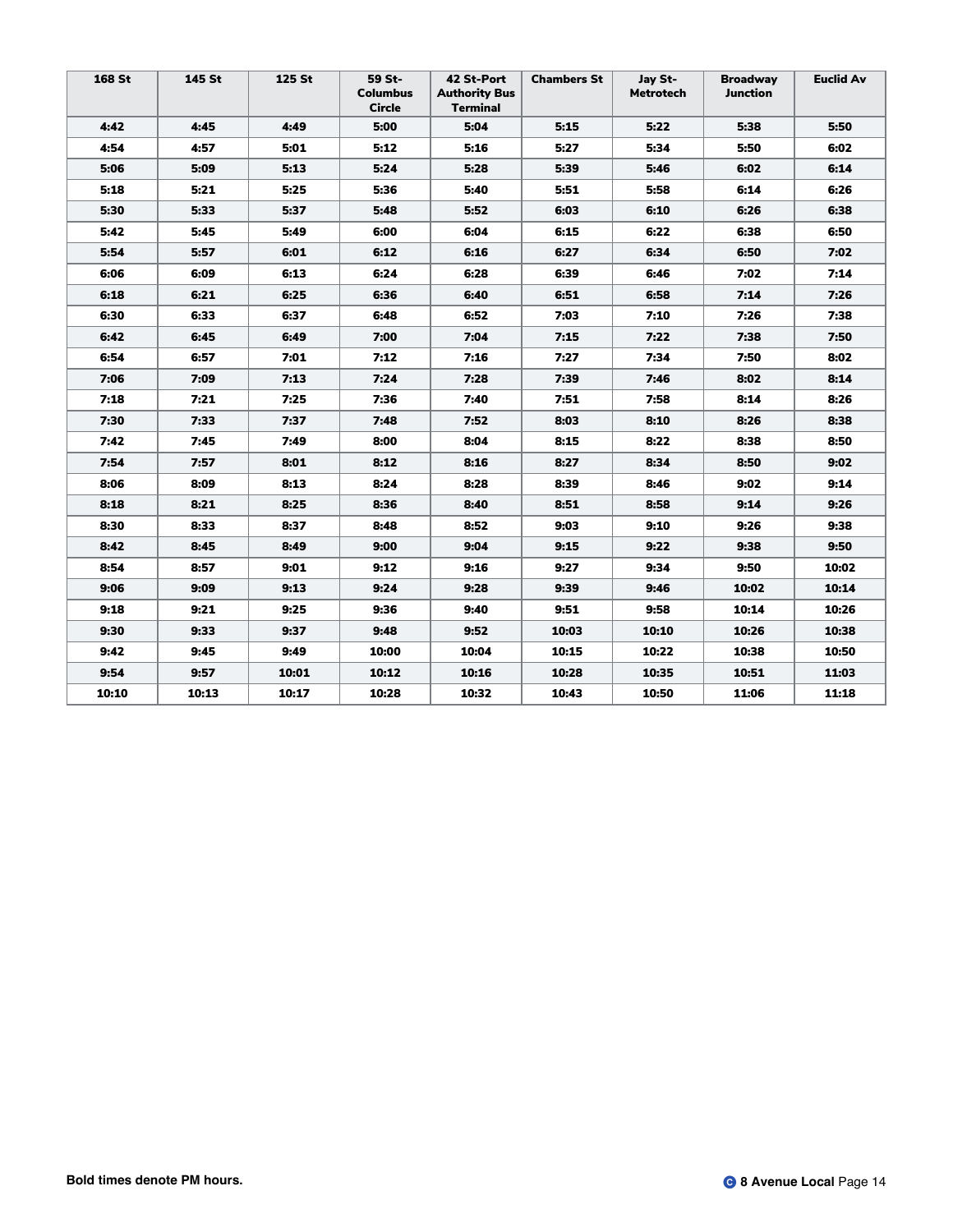| 168 St | 145 St | 125 St | 59 St-Columbus Circle | 42 St-Port Authority Bus Terminal | Chambers St | Jay St-Metrotech | Broadway Junction | Euclid Av |
|---|---|---|---|---|---|---|---|---|
| **4:42** | **4:45** | **4:49** | **5:00** | **5:04** | **5:15** | **5:22** | **5:38** | **5:50** |
| **4:54** | **4:57** | **5:01** | **5:12** | **5:16** | **5:27** | **5:34** | **5:50** | **6:02** |
| **5:06** | **5:09** | **5:13** | **5:24** | **5:28** | **5:39** | **5:46** | **6:02** | **6:14** |
| **5:18** | **5:21** | **5:25** | **5:36** | **5:40** | **5:51** | **5:58** | **6:14** | **6:26** |
| **5:30** | **5:33** | **5:37** | **5:48** | **5:52** | **6:03** | **6:10** | **6:26** | **6:38** |
| **5:42** | **5:45** | **5:49** | **6:00** | **6:04** | **6:15** | **6:22** | **6:38** | **6:50** |
| **5:54** | **5:57** | **6:01** | **6:12** | **6:16** | **6:27** | **6:34** | **6:50** | **7:02** |
| **6:06** | **6:09** | **6:13** | **6:24** | **6:28** | **6:39** | **6:46** | **7:02** | **7:14** |
| **6:18** | **6:21** | **6:25** | **6:36** | **6:40** | **6:51** | **6:58** | **7:14** | **7:26** |
| **6:30** | **6:33** | **6:37** | **6:48** | **6:52** | **7:03** | **7:10** | **7:26** | **7:38** |
| **6:42** | **6:45** | **6:49** | **7:00** | **7:04** | **7:15** | **7:22** | **7:38** | **7:50** |
| **6:54** | **6:57** | **7:01** | **7:12** | **7:16** | **7:27** | **7:34** | **7:50** | **8:02** |
| **7:06** | **7:09** | **7:13** | **7:24** | **7:28** | **7:39** | **7:46** | **8:02** | **8:14** |
| **7:18** | **7:21** | **7:25** | **7:36** | **7:40** | **7:51** | **7:58** | **8:14** | **8:26** |
| **7:30** | **7:33** | **7:37** | **7:48** | **7:52** | **8:03** | **8:10** | **8:26** | **8:38** |
| **7:42** | **7:45** | **7:49** | **8:00** | **8:04** | **8:15** | **8:22** | **8:38** | **8:50** |
| **7:54** | **7:57** | **8:01** | **8:12** | **8:16** | **8:27** | **8:34** | **8:50** | **9:02** |
| **8:06** | **8:09** | **8:13** | **8:24** | **8:28** | **8:39** | **8:46** | **9:02** | **9:14** |
| **8:18** | **8:21** | **8:25** | **8:36** | **8:40** | **8:51** | **8:58** | **9:14** | **9:26** |
| **8:30** | **8:33** | **8:37** | **8:48** | **8:52** | **9:03** | **9:10** | **9:26** | **9:38** |
| **8:42** | **8:45** | **8:49** | **9:00** | **9:04** | **9:15** | **9:22** | **9:38** | **9:50** |
| **8:54** | **8:57** | **9:01** | **9:12** | **9:16** | **9:27** | **9:34** | **9:50** | **10:02** |
| **9:06** | **9:09** | **9:13** | **9:24** | **9:28** | **9:39** | **9:46** | **10:02** | **10:14** |
| **9:18** | **9:21** | **9:25** | **9:36** | **9:40** | **9:51** | **9:58** | **10:14** | **10:26** |
| **9:30** | **9:33** | **9:37** | **9:48** | **9:52** | **10:03** | **10:10** | **10:26** | **10:38** |
| **9:42** | **9:45** | **9:49** | **10:00** | **10:04** | **10:15** | **10:22** | **10:38** | **10:50** |
| **9:54** | **9:57** | **10:01** | **10:12** | **10:16** | **10:28** | **10:35** | **10:51** | **11:03** |
| **10:10** | **10:13** | **10:17** | **10:28** | **10:32** | **10:43** | **10:50** | **11:06** | **11:18** |

**Bold times denote PM hours.**

C **8 Avenue Local**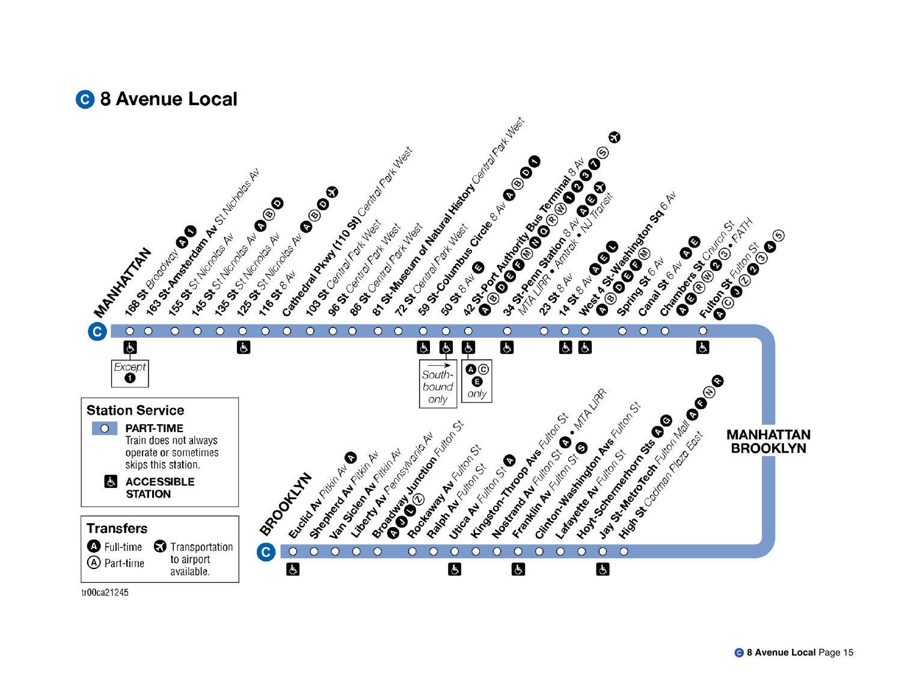# C 8 Avenue Local

## MANHATTAN

- 168 St Broadway — A, 1 — Accessible (Except 1)
- 163 St-Amsterdam Av St Nicholas Av
- 155 St St Nicholas Av
- 145 St St Nicholas Av — A, B, D
- 135 St St Nicholas Av
- 125 St St Nicholas Av — A, B, D, ✈ — Accessible
- 116 St 8 Av
- Cathedral Pkwy (110 St) Central Park West
- 103 St Central Park West
- 96 St Central Park West
- 86 St Central Park West
- 81 St-Museum of Natural History Central Park West
- 72 St Central Park West
- 59 St-Columbus Circle 8 Av — A, B, D, 1 — Accessible (Southbound only)
- 50 St 8 Av — E — Accessible
- 42 St-Port Authority Bus Terminal 8 Av — A, B, D, E, F, M, N, Q, R, W, 1, 2, 3, 7, S, ✈ — Accessible (A C E only)
- 34 St-Penn Station 8 Av — A, E, ✈ • Amtrak • NJ Transit • MTA LIRR — Accessible
- 23 St 8 Av
- 14 St 8 Av — A, E, L — Accessible
- West 4 St-Washington Sq 6 Av — A, B, D, E, F, M — Accessible
- Spring St 6 Av
- Canal St 6 Av — A, E
- Chambers St Church St — A, E, R, W, 2, 3 • PATH
- Fulton St Fulton St — A, J, Z, 2, 3, 4, 5 — Accessible

## MANHATTAN / BROOKLYN

## BROOKLYN

- High St Cadman Plaza East
- Jay St-MetroTech Fulton Mall — A, F, N, R — Accessible
- Hoyt-Schermerhorn Sts — A, G
- Lafayette Av Fulton St
- Clinton-Washington Avs Fulton St
- Franklin Av Fulton St — A, S — Accessible
- Nostrand Av Fulton St — A • MTA LIRR
- Kingston-Throop Avs Fulton St
- Utica Av Fulton St — A — Accessible
- Ralph Av Fulton St
- Rockaway Av Fulton St
- Broadway Junction Fulton St — A, J, L, Z — Accessible
- Liberty Av Pennsylvania Av
- Van Siclen Av Pitkin Av
- Shepherd Av Pitkin Av
- Euclid Av Pitkin Av — A — Accessible

### Station Service

- **PART-TIME** Train does not always operate or sometimes skips this station.
- **ACCESSIBLE STATION**

### Transfers

- Ⓐ (filled) Full-time
- Ⓐ (outline) Part-time
- ✈ Transportation to airport available.

tr00ca21245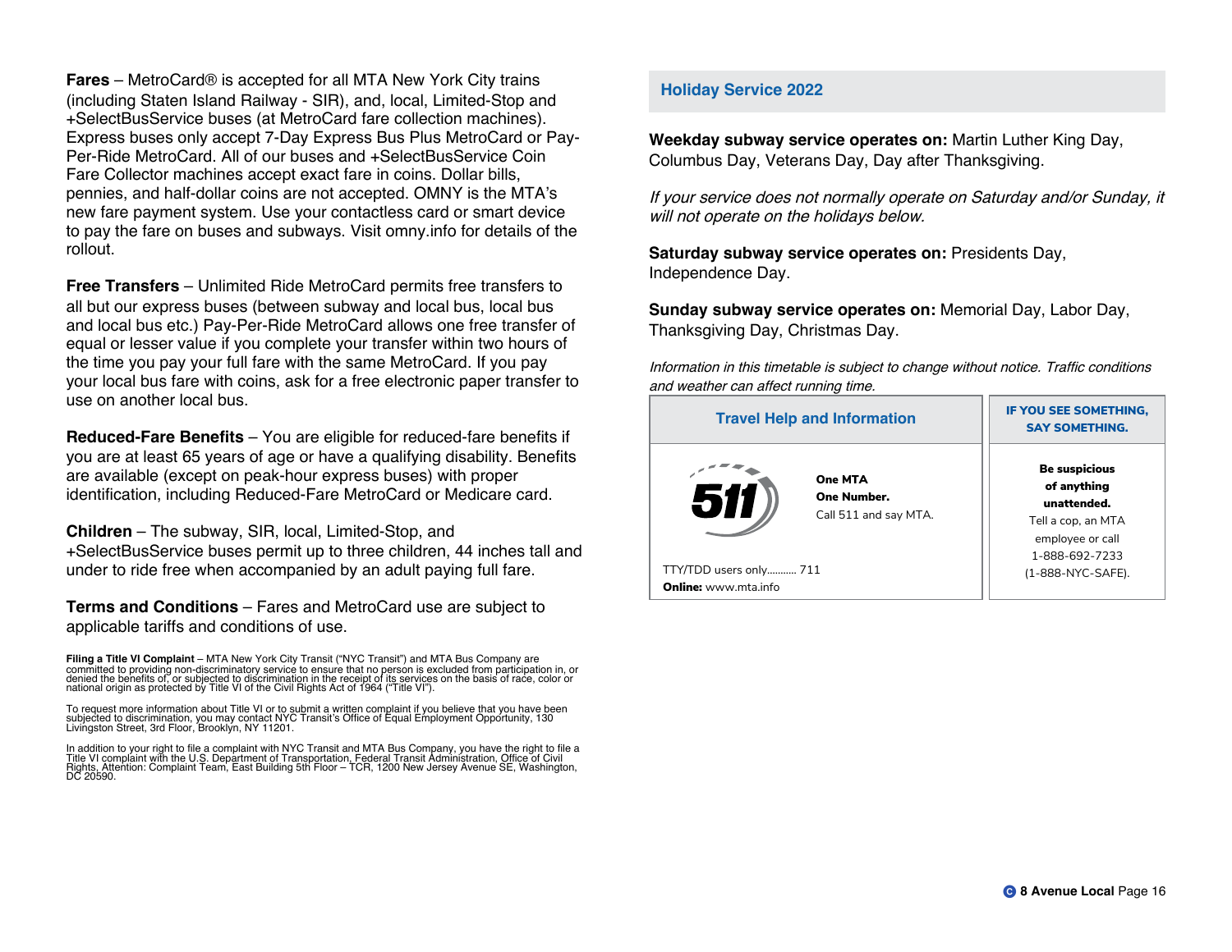**Fares** – MetroCard® is accepted for all MTA New York City trains (including Staten Island Railway - SIR), and, local, Limited-Stop and +SelectBusService buses (at MetroCard fare collection machines). Express buses only accept 7-Day Express Bus Plus MetroCard or Pay-Per-Ride MetroCard. All of our buses and +SelectBusService Coin Fare Collector machines accept exact fare in coins. Dollar bills, pennies, and half-dollar coins are not accepted. OMNY is the MTA's new fare payment system. Use your contactless card or smart device to pay the fare on buses and subways. Visit omny.info for details of the rollout.

**Free Transfers** – Unlimited Ride MetroCard permits free transfers to all but our express buses (between subway and local bus, local bus and local bus etc.) Pay-Per-Ride MetroCard allows one free transfer of equal or lesser value if you complete your transfer within two hours of the time you pay your full fare with the same MetroCard. If you pay your local bus fare with coins, ask for a free electronic paper transfer to use on another local bus.

**Reduced-Fare Benefits** – You are eligible for reduced-fare benefits if you are at least 65 years of age or have a qualifying disability. Benefits are available (except on peak-hour express buses) with proper identification, including Reduced-Fare MetroCard or Medicare card.

**Children** – The subway, SIR, local, Limited-Stop, and +SelectBusService buses permit up to three children, 44 inches tall and under to ride free when accompanied by an adult paying full fare.

**Terms and Conditions** – Fares and MetroCard use are subject to applicable tariffs and conditions of use.

**Filing a Title VI Complaint** – MTA New York City Transit ("NYC Transit") and MTA Bus Company are committed to providing non-discriminatory service to ensure that no person is excluded from participation in, or denied the benefits of, or subjected to discrimination in the receipt of its services on the basis of race, color or national origin as protected by Title VI of the Civil Rights Act of 1964 ("Title VI").

To request more information about Title VI or to submit a written complaint if you believe that you have been subjected to discrimination, you may contact NYC Transit's Office of Equal Employment Opportunity, 130 Livingston Street, 3rd Floor, Brooklyn, NY 11201.

In addition to your right to file a complaint with NYC Transit and MTA Bus Company, you have the right to file a Title VI complaint with the U.S. Department of Transportation, Federal Transit Administration, Office of Civil Rights, Attention: Complaint Team, East Building 5th Floor – TCR, 1200 New Jersey Avenue SE, Washington, DC 20590.

## Holiday Service 2022

**Weekday subway service operates on:** Martin Luther King Day, Columbus Day, Veterans Day, Day after Thanksgiving.

*If your service does not normally operate on Saturday and/or Sunday, it will not operate on the holidays below.*

**Saturday subway service operates on:** Presidents Day, Independence Day.

**Sunday subway service operates on:** Memorial Day, Labor Day, Thanksgiving Day, Christmas Day.

*Information in this timetable is subject to change without notice. Traffic conditions and weather can affect running time.*

### Travel Help and Information

511

**One MTA**
**One Number.**
Call 511 and say MTA.

TTY/TDD users only.......... 711
**Online:** www.mta.info

### IF YOU SEE SOMETHING, SAY SOMETHING.

**Be suspicious of anything unattended.**
Tell a cop, an MTA employee or call 1-888-692-7233 (1-888-NYC-SAFE).